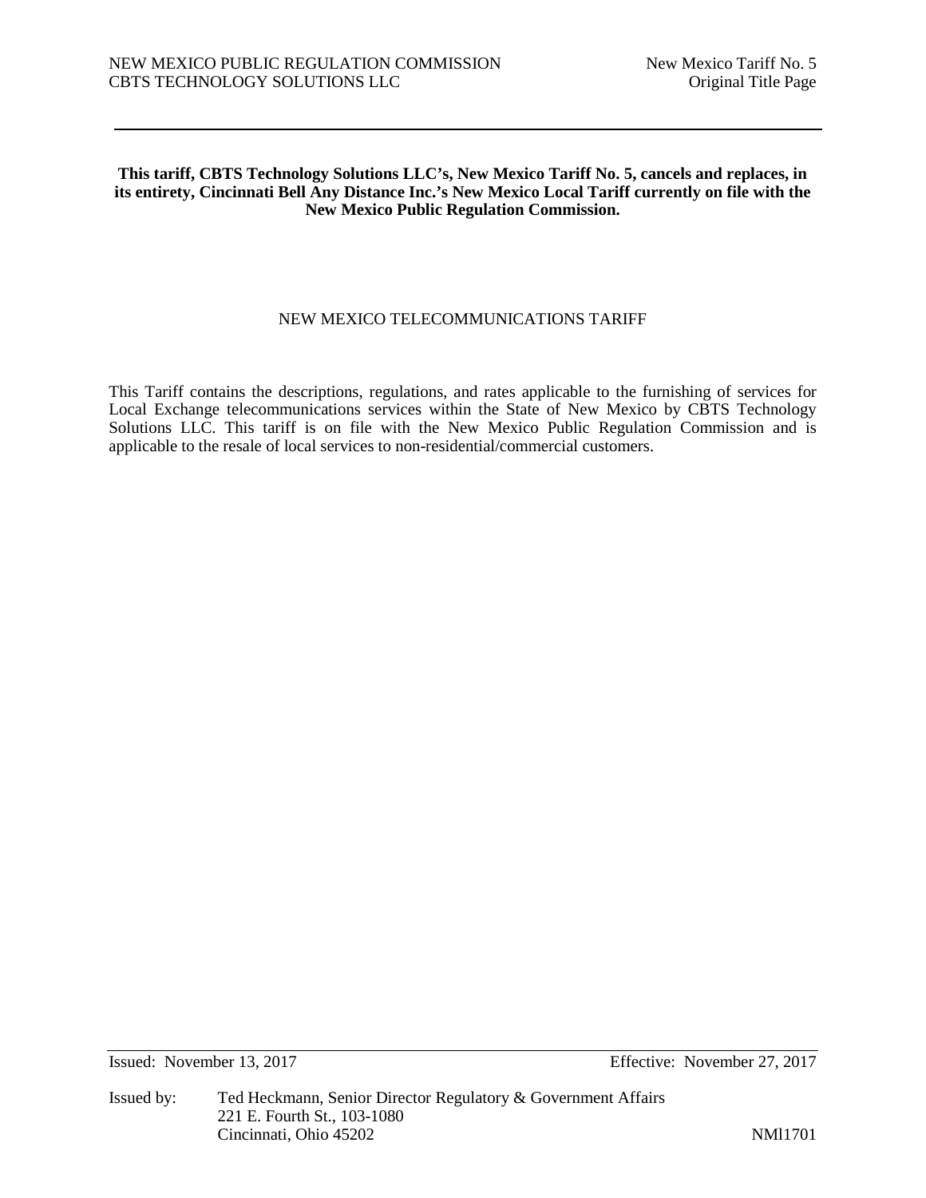**This tariff, CBTS Technology Solutions LLC's, New Mexico Tariff No. 5, cancels and replaces, in its entirety, Cincinnati Bell Any Distance Inc.'s New Mexico Local Tariff currently on file with the New Mexico Public Regulation Commission.**

# NEW MEXICO TELECOMMUNICATIONS TARIFF

This Tariff contains the descriptions, regulations, and rates applicable to the furnishing of services for Local Exchange telecommunications services within the State of New Mexico by CBTS Technology Solutions LLC. This tariff is on file with the New Mexico Public Regulation Commission and is applicable to the resale of local services to non-residential/commercial customers.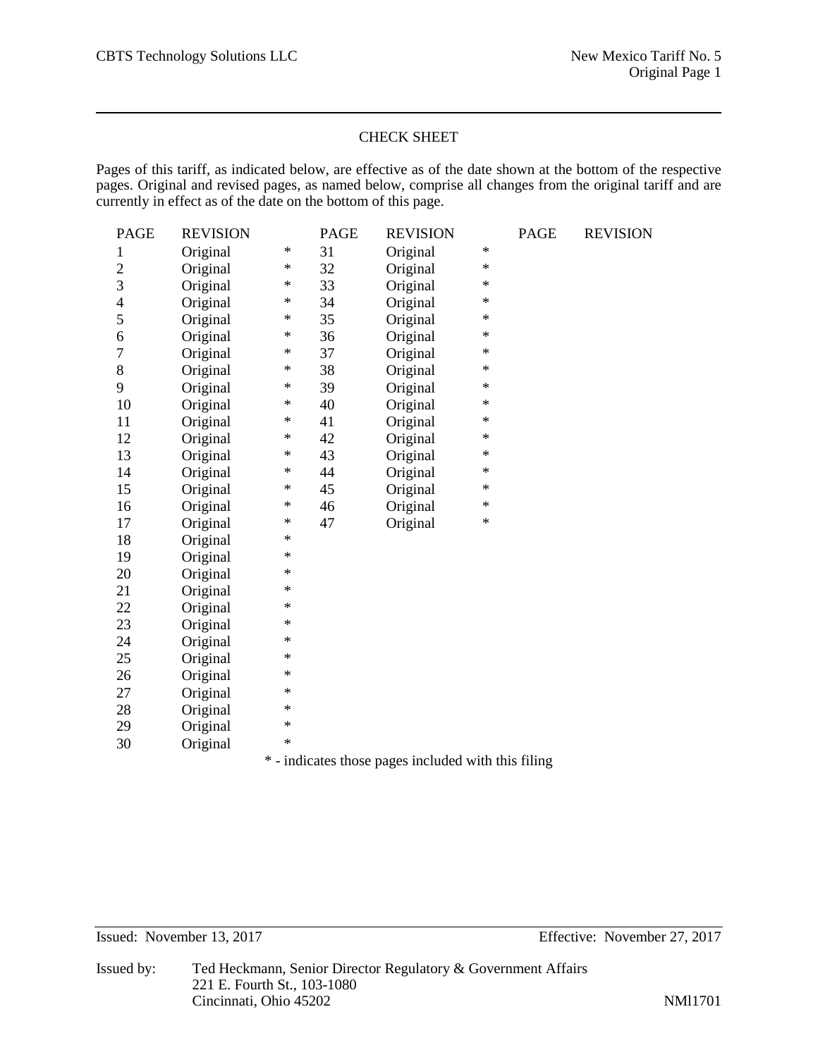## CHECK SHEET

Pages of this tariff, as indicated below, are effective as of the date shown at the bottom of the respective pages. Original and revised pages, as named below, comprise all changes from the original tariff and are currently in effect as of the date on the bottom of this page.

| PAGE | REVISION | | PAGE | REVISION | | PAGE | REVISION |
|---|---|---|---|---|---|---|---|
| 1 | Original | * | 31 | Original | * | | |
| 2 | Original | * | 32 | Original | * | | |
| 3 | Original | * | 33 | Original | * | | |
| 4 | Original | * | 34 | Original | * | | |
| 5 | Original | * | 35 | Original | * | | |
| 6 | Original | * | 36 | Original | * | | |
| 7 | Original | * | 37 | Original | * | | |
| 8 | Original | * | 38 | Original | * | | |
| 9 | Original | * | 39 | Original | * | | |
| 10 | Original | * | 40 | Original | * | | |
| 11 | Original | * | 41 | Original | * | | |
| 12 | Original | * | 42 | Original | * | | |
| 13 | Original | * | 43 | Original | * | | |
| 14 | Original | * | 44 | Original | * | | |
| 15 | Original | * | 45 | Original | * | | |
| 16 | Original | * | 46 | Original | * | | |
| 17 | Original | * | 47 | Original | * | | |
| 18 | Original | * | | | | | |
| 19 | Original | * | | | | | |
| 20 | Original | * | | | | | |
| 21 | Original | * | | | | | |
| 22 | Original | * | | | | | |
| 23 | Original | * | | | | | |
| 24 | Original | * | | | | | |
| 25 | Original | * | | | | | |
| 26 | Original | * | | | | | |
| 27 | Original | * | | | | | |
| 28 | Original | * | | | | | |
| 29 | Original | * | | | | | |
| 30 | Original | * | | | | | |

\* - indicates those pages included with this filing

Issued: November 13, 2017 Effective: November 27, 2017

Issued by: Ted Heckmann, Senior Director Regulatory & Government Affairs
221 E. Fourth St., 103-1080
Cincinnati, Ohio 45202

NMl1701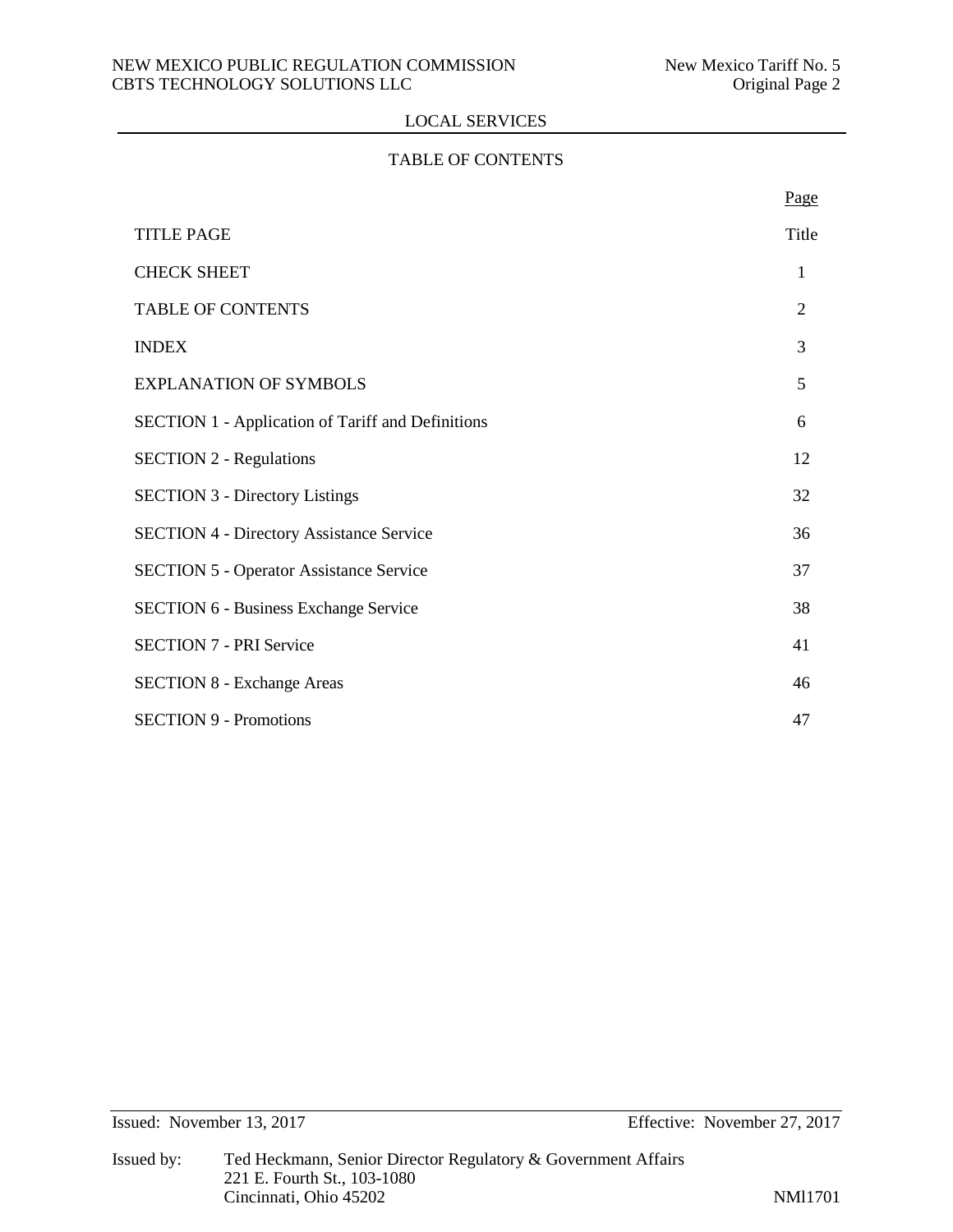## LOCAL SERVICES

## TABLE OF CONTENTS

| | Page |
|---|---|
| TITLE PAGE | Title |
| CHECK SHEET | 1 |
| TABLE OF CONTENTS | 2 |
| INDEX | 3 |
| EXPLANATION OF SYMBOLS | 5 |
| SECTION 1 - Application of Tariff and Definitions | 6 |
| SECTION 2 - Regulations | 12 |
| SECTION 3 - Directory Listings | 32 |
| SECTION 4 - Directory Assistance Service | 36 |
| SECTION 5 - Operator Assistance Service | 37 |
| SECTION 6 - Business Exchange Service | 38 |
| SECTION 7 - PRI Service | 41 |
| SECTION 8 - Exchange Areas | 46 |
| SECTION 9 - Promotions | 47 |

Issued: November 13, 2017 Effective: November 27, 2017

Issued by: Ted Heckmann, Senior Director Regulatory & Government Affairs
221 E. Fourth St., 103-1080
Cincinnati, Ohio 45202

NMl1701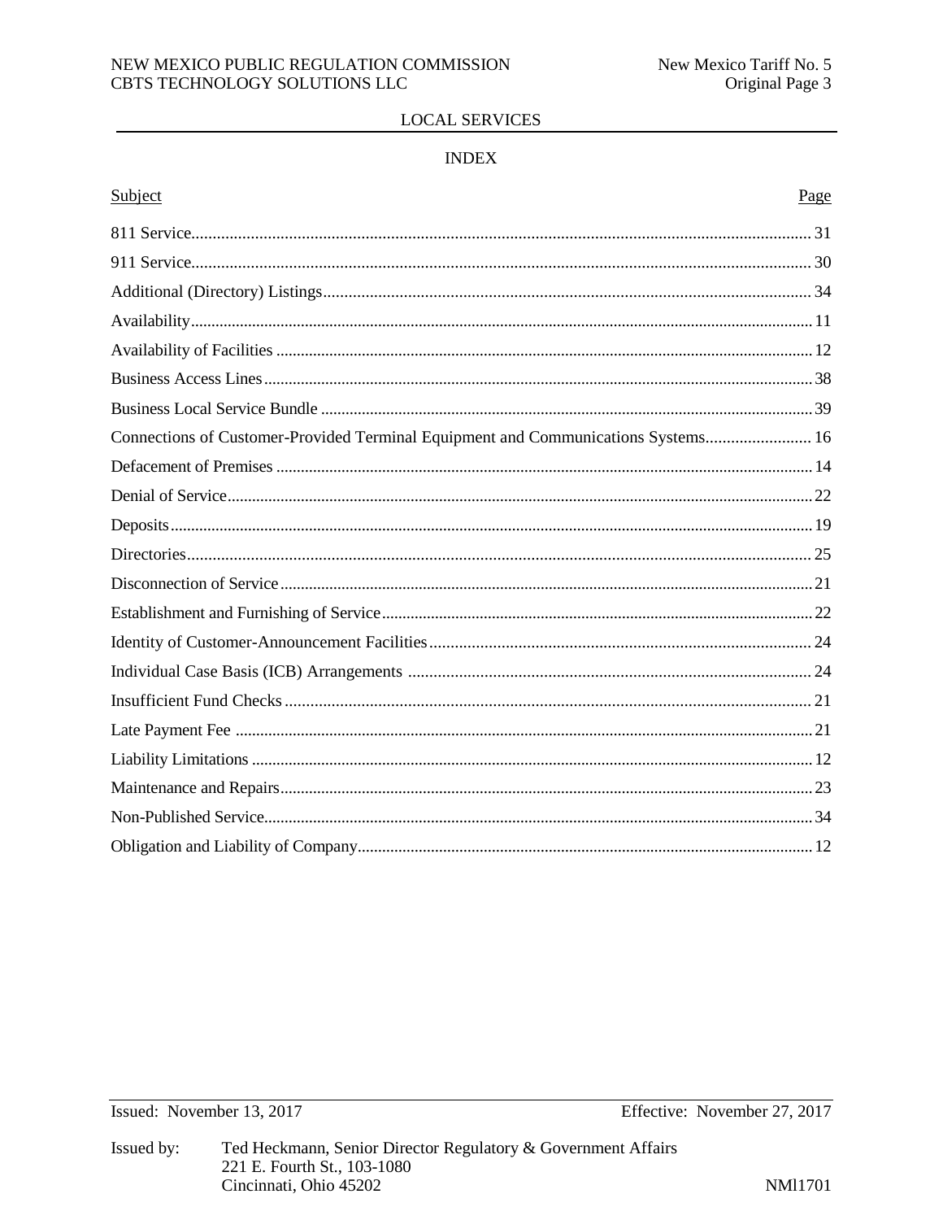## LOCAL SERVICES

### INDEX

| Subject | Page |
|---|---|
| 811 Service | 31 |
| 911 Service | 30 |
| Additional (Directory) Listings | 34 |
| Availability | 11 |
| Availability of Facilities | 12 |
| Business Access Lines | 38 |
| Business Local Service Bundle | 39 |
| Connections of Customer-Provided Terminal Equipment and Communications Systems | 16 |
| Defacement of Premises | 14 |
| Denial of Service | 22 |
| Deposits | 19 |
| Directories | 25 |
| Disconnection of Service | 21 |
| Establishment and Furnishing of Service | 22 |
| Identity of Customer-Announcement Facilities | 24 |
| Individual Case Basis (ICB) Arrangements | 24 |
| Insufficient Fund Checks | 21 |
| Late Payment Fee | 21 |
| Liability Limitations | 12 |
| Maintenance and Repairs | 23 |
| Non-Published Service | 34 |
| Obligation and Liability of Company | 12 |

Issued: November 13, 2017 Effective: November 27, 2017

Issued by: Ted Heckmann, Senior Director Regulatory & Government Affairs
221 E. Fourth St., 103-1080
Cincinnati, Ohio 45202

NMl1701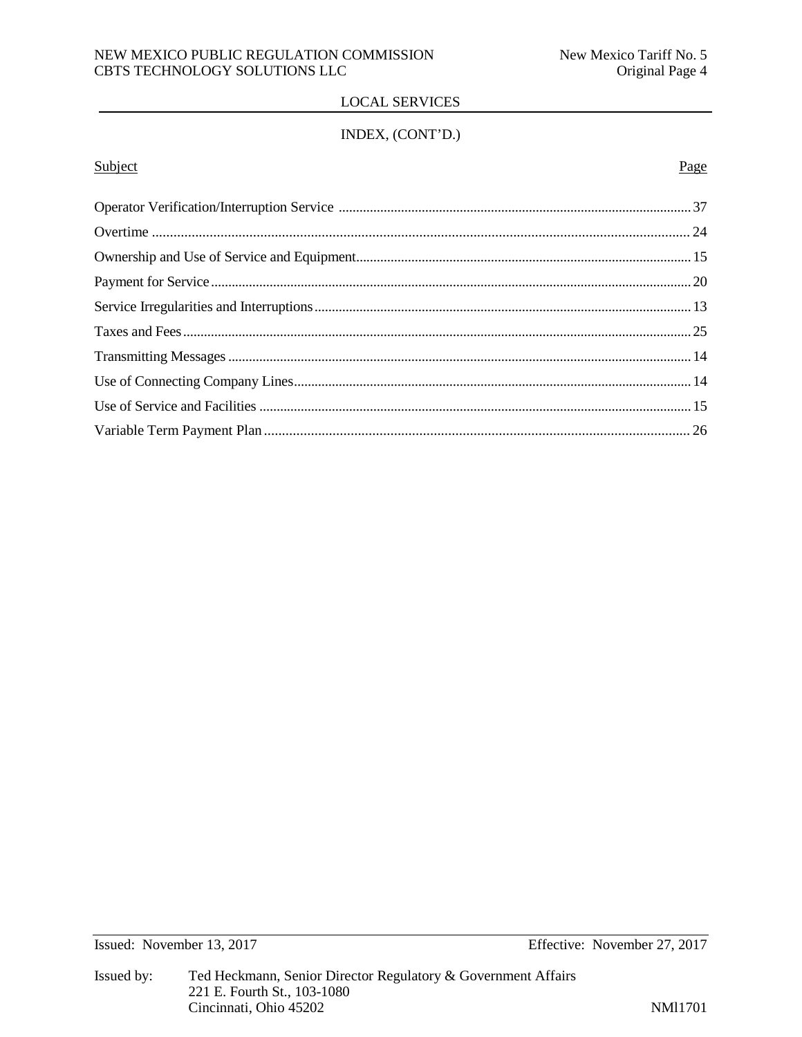## LOCAL SERVICES

### INDEX, (CONT'D.)

| Subject | Page |
|---|---|
| Operator Verification/Interruption Service | 37 |
| Overtime | 24 |
| Ownership and Use of Service and Equipment | 15 |
| Payment for Service | 20 |
| Service Irregularities and Interruptions | 13 |
| Taxes and Fees | 25 |
| Transmitting Messages | 14 |
| Use of Connecting Company Lines | 14 |
| Use of Service and Facilities | 15 |
| Variable Term Payment Plan | 26 |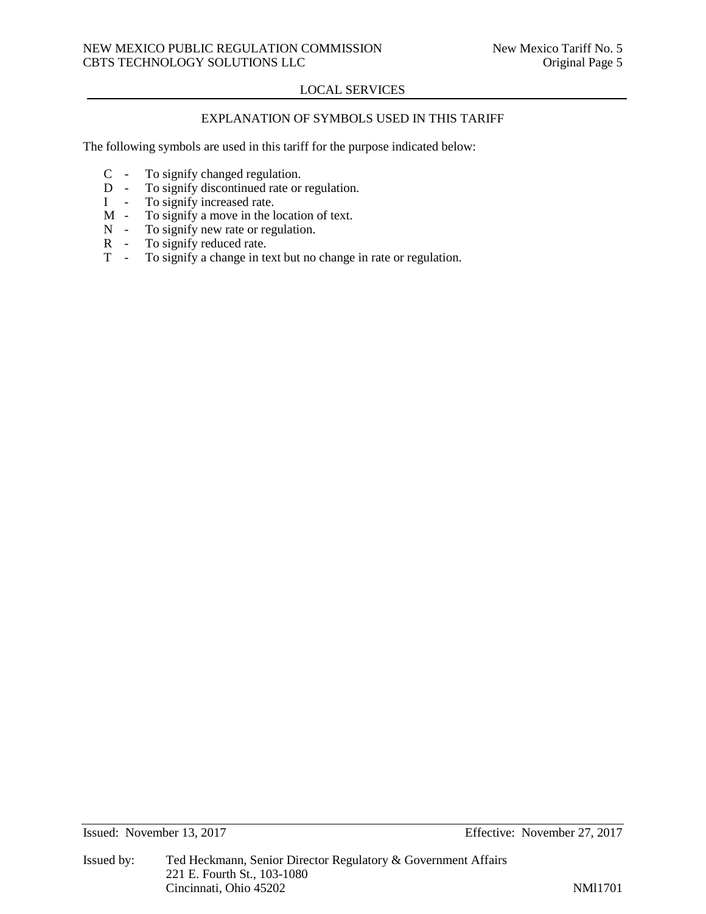## LOCAL SERVICES

### EXPLANATION OF SYMBOLS USED IN THIS TARIFF

The following symbols are used in this tariff for the purpose indicated below:

- C - To signify changed regulation.
- D - To signify discontinued rate or regulation.
- I - To signify increased rate.
- M - To signify a move in the location of text.
- N - To signify new rate or regulation.
- R - To signify reduced rate.
- T - To signify a change in text but no change in rate or regulation.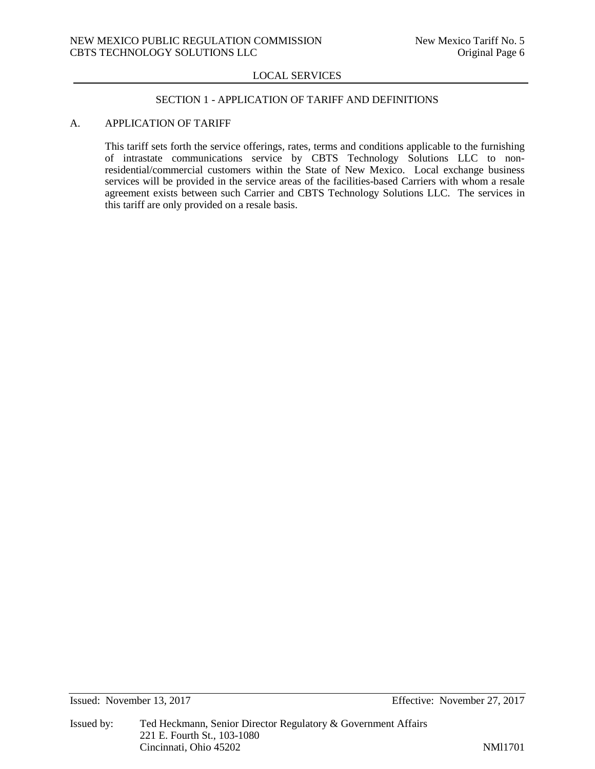## SECTION 1 - APPLICATION OF TARIFF AND DEFINITIONS

### A. APPLICATION OF TARIFF

This tariff sets forth the service offerings, rates, terms and conditions applicable to the furnishing of intrastate communications service by CBTS Technology Solutions LLC to non-residential/commercial customers within the State of New Mexico. Local exchange business services will be provided in the service areas of the facilities-based Carriers with whom a resale agreement exists between such Carrier and CBTS Technology Solutions LLC. The services in this tariff are only provided on a resale basis.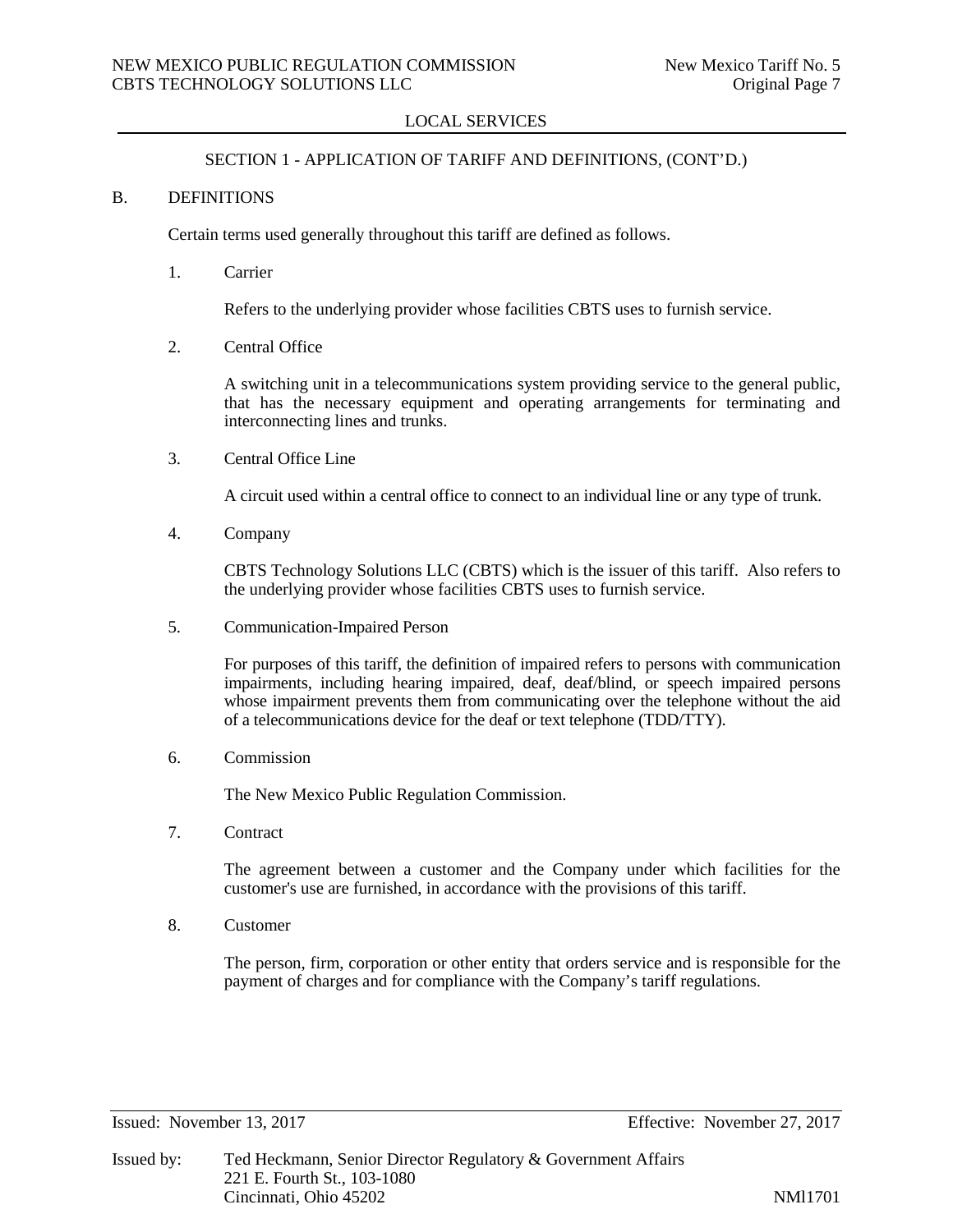LOCAL SERVICES

SECTION 1 - APPLICATION OF TARIFF AND DEFINITIONS, (CONT'D.)

B. DEFINITIONS

Certain terms used generally throughout this tariff are defined as follows.

1. Carrier

   Refers to the underlying provider whose facilities CBTS uses to furnish service.

2. Central Office

   A switching unit in a telecommunications system providing service to the general public, that has the necessary equipment and operating arrangements for terminating and interconnecting lines and trunks.

3. Central Office Line

   A circuit used within a central office to connect to an individual line or any type of trunk.

4. Company

   CBTS Technology Solutions LLC (CBTS) which is the issuer of this tariff. Also refers to the underlying provider whose facilities CBTS uses to furnish service.

5. Communication-Impaired Person

   For purposes of this tariff, the definition of impaired refers to persons with communication impairments, including hearing impaired, deaf, deaf/blind, or speech impaired persons whose impairment prevents them from communicating over the telephone without the aid of a telecommunications device for the deaf or text telephone (TDD/TTY).

6. Commission

   The New Mexico Public Regulation Commission.

7. Contract

   The agreement between a customer and the Company under which facilities for the customer's use are furnished, in accordance with the provisions of this tariff.

8. Customer

   The person, firm, corporation or other entity that orders service and is responsible for the payment of charges and for compliance with the Company's tariff regulations.

Issued: November 13, 2017 Effective: November 27, 2017

Issued by: Ted Heckmann, Senior Director Regulatory & Government Affairs
221 E. Fourth St., 103-1080
Cincinnati, Ohio 45202 NMl1701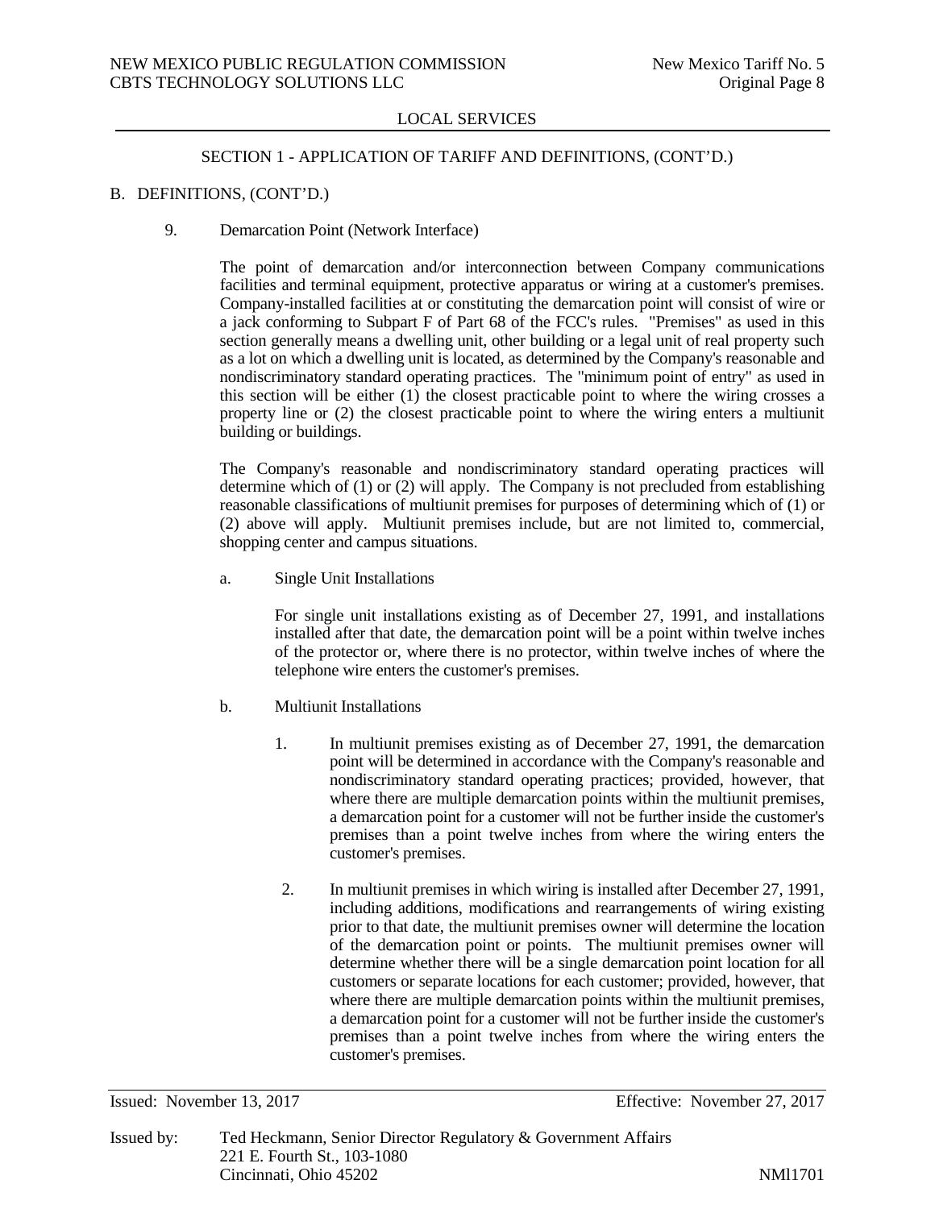LOCAL SERVICES

SECTION 1 - APPLICATION OF TARIFF AND DEFINITIONS, (CONT'D.)

B. DEFINITIONS, (CONT'D.)

9. Demarcation Point (Network Interface)

The point of demarcation and/or interconnection between Company communications facilities and terminal equipment, protective apparatus or wiring at a customer's premises. Company-installed facilities at or constituting the demarcation point will consist of wire or a jack conforming to Subpart F of Part 68 of the FCC's rules. "Premises" as used in this section generally means a dwelling unit, other building or a legal unit of real property such as a lot on which a dwelling unit is located, as determined by the Company's reasonable and nondiscriminatory standard operating practices. The "minimum point of entry" as used in this section will be either (1) the closest practicable point to where the wiring crosses a property line or (2) the closest practicable point to where the wiring enters a multiunit building or buildings.

The Company's reasonable and nondiscriminatory standard operating practices will determine which of (1) or (2) will apply. The Company is not precluded from establishing reasonable classifications of multiunit premises for purposes of determining which of (1) or (2) above will apply. Multiunit premises include, but are not limited to, commercial, shopping center and campus situations.

a. Single Unit Installations

For single unit installations existing as of December 27, 1991, and installations installed after that date, the demarcation point will be a point within twelve inches of the protector or, where there is no protector, within twelve inches of where the telephone wire enters the customer's premises.

b. Multiunit Installations

1. In multiunit premises existing as of December 27, 1991, the demarcation point will be determined in accordance with the Company's reasonable and nondiscriminatory standard operating practices; provided, however, that where there are multiple demarcation points within the multiunit premises, a demarcation point for a customer will not be further inside the customer's premises than a point twelve inches from where the wiring enters the customer's premises.

2. In multiunit premises in which wiring is installed after December 27, 1991, including additions, modifications and rearrangements of wiring existing prior to that date, the multiunit premises owner will determine the location of the demarcation point or points. The multiunit premises owner will determine whether there will be a single demarcation point location for all customers or separate locations for each customer; provided, however, that where there are multiple demarcation points within the multiunit premises, a demarcation point for a customer will not be further inside the customer's premises than a point twelve inches from where the wiring enters the customer's premises.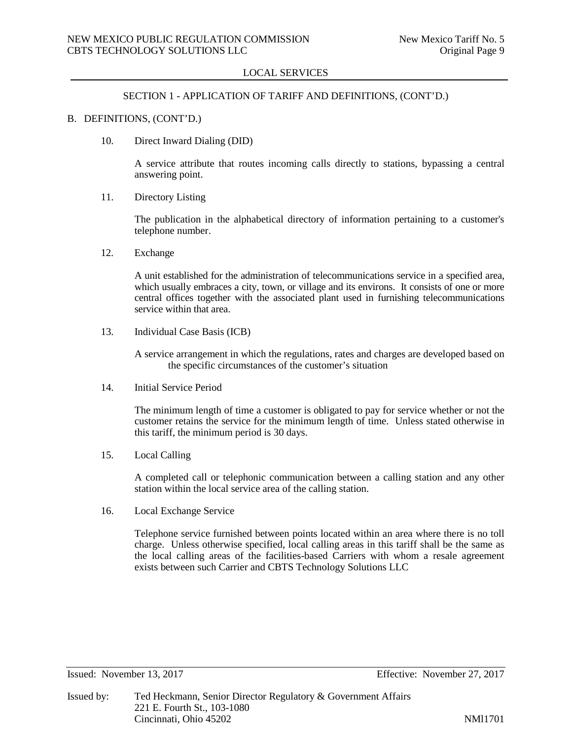LOCAL SERVICES

SECTION 1 - APPLICATION OF TARIFF AND DEFINITIONS, (CONT'D.)

B. DEFINITIONS, (CONT'D.)

10. Direct Inward Dialing (DID)

    A service attribute that routes incoming calls directly to stations, bypassing a central answering point.

11. Directory Listing

    The publication in the alphabetical directory of information pertaining to a customer's telephone number.

12. Exchange

    A unit established for the administration of telecommunications service in a specified area, which usually embraces a city, town, or village and its environs. It consists of one or more central offices together with the associated plant used in furnishing telecommunications service within that area.

13. Individual Case Basis (ICB)

    A service arrangement in which the regulations, rates and charges are developed based on the specific circumstances of the customer's situation

14. Initial Service Period

    The minimum length of time a customer is obligated to pay for service whether or not the customer retains the service for the minimum length of time. Unless stated otherwise in this tariff, the minimum period is 30 days.

15. Local Calling

    A completed call or telephonic communication between a calling station and any other station within the local service area of the calling station.

16. Local Exchange Service

    Telephone service furnished between points located within an area where there is no toll charge. Unless otherwise specified, local calling areas in this tariff shall be the same as the local calling areas of the facilities-based Carriers with whom a resale agreement exists between such Carrier and CBTS Technology Solutions LLC

Issued: November 13, 2017 Effective: November 27, 2017

Issued by: Ted Heckmann, Senior Director Regulatory & Government Affairs
221 E. Fourth St., 103-1080
Cincinnati, Ohio 45202 NMl1701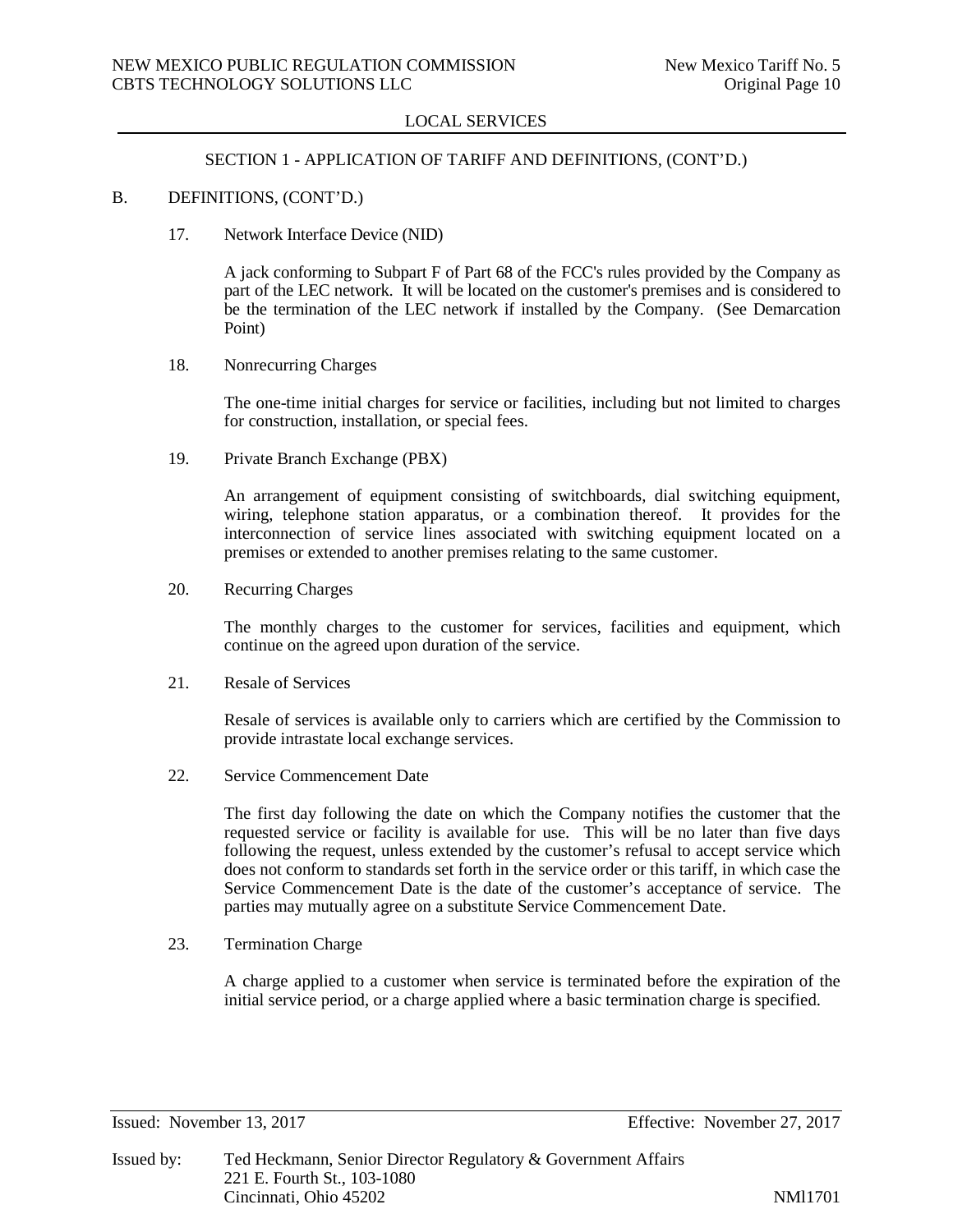## LOCAL SERVICES

### SECTION 1 - APPLICATION OF TARIFF AND DEFINITIONS, (CONT'D.)

B. DEFINITIONS, (CONT'D.)

17. Network Interface Device (NID)

    A jack conforming to Subpart F of Part 68 of the FCC's rules provided by the Company as part of the LEC network. It will be located on the customer's premises and is considered to be the termination of the LEC network if installed by the Company. (See Demarcation Point)

18. Nonrecurring Charges

    The one-time initial charges for service or facilities, including but not limited to charges for construction, installation, or special fees.

19. Private Branch Exchange (PBX)

    An arrangement of equipment consisting of switchboards, dial switching equipment, wiring, telephone station apparatus, or a combination thereof. It provides for the interconnection of service lines associated with switching equipment located on a premises or extended to another premises relating to the same customer.

20. Recurring Charges

    The monthly charges to the customer for services, facilities and equipment, which continue on the agreed upon duration of the service.

21. Resale of Services

    Resale of services is available only to carriers which are certified by the Commission to provide intrastate local exchange services.

22. Service Commencement Date

    The first day following the date on which the Company notifies the customer that the requested service or facility is available for use. This will be no later than five days following the request, unless extended by the customer's refusal to accept service which does not conform to standards set forth in the service order or this tariff, in which case the Service Commencement Date is the date of the customer's acceptance of service. The parties may mutually agree on a substitute Service Commencement Date.

23. Termination Charge

    A charge applied to a customer when service is terminated before the expiration of the initial service period, or a charge applied where a basic termination charge is specified.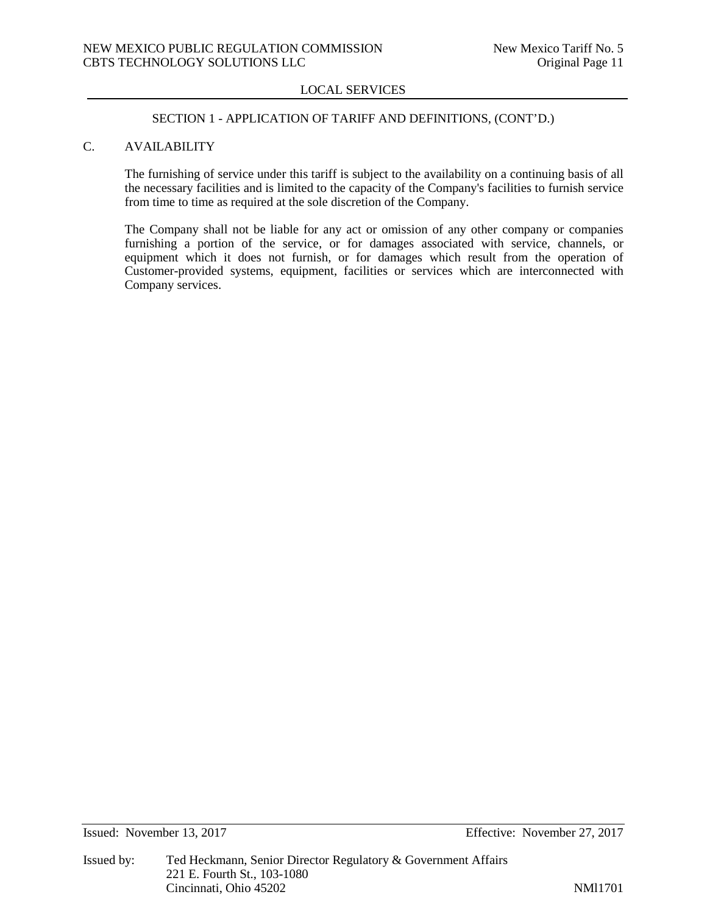## SECTION 1 - APPLICATION OF TARIFF AND DEFINITIONS, (CONT'D.)

### C. AVAILABILITY

The furnishing of service under this tariff is subject to the availability on a continuing basis of all the necessary facilities and is limited to the capacity of the Company's facilities to furnish service from time to time as required at the sole discretion of the Company.

The Company shall not be liable for any act or omission of any other company or companies furnishing a portion of the service, or for damages associated with service, channels, or equipment which it does not furnish, or for damages which result from the operation of Customer-provided systems, equipment, facilities or services which are interconnected with Company services.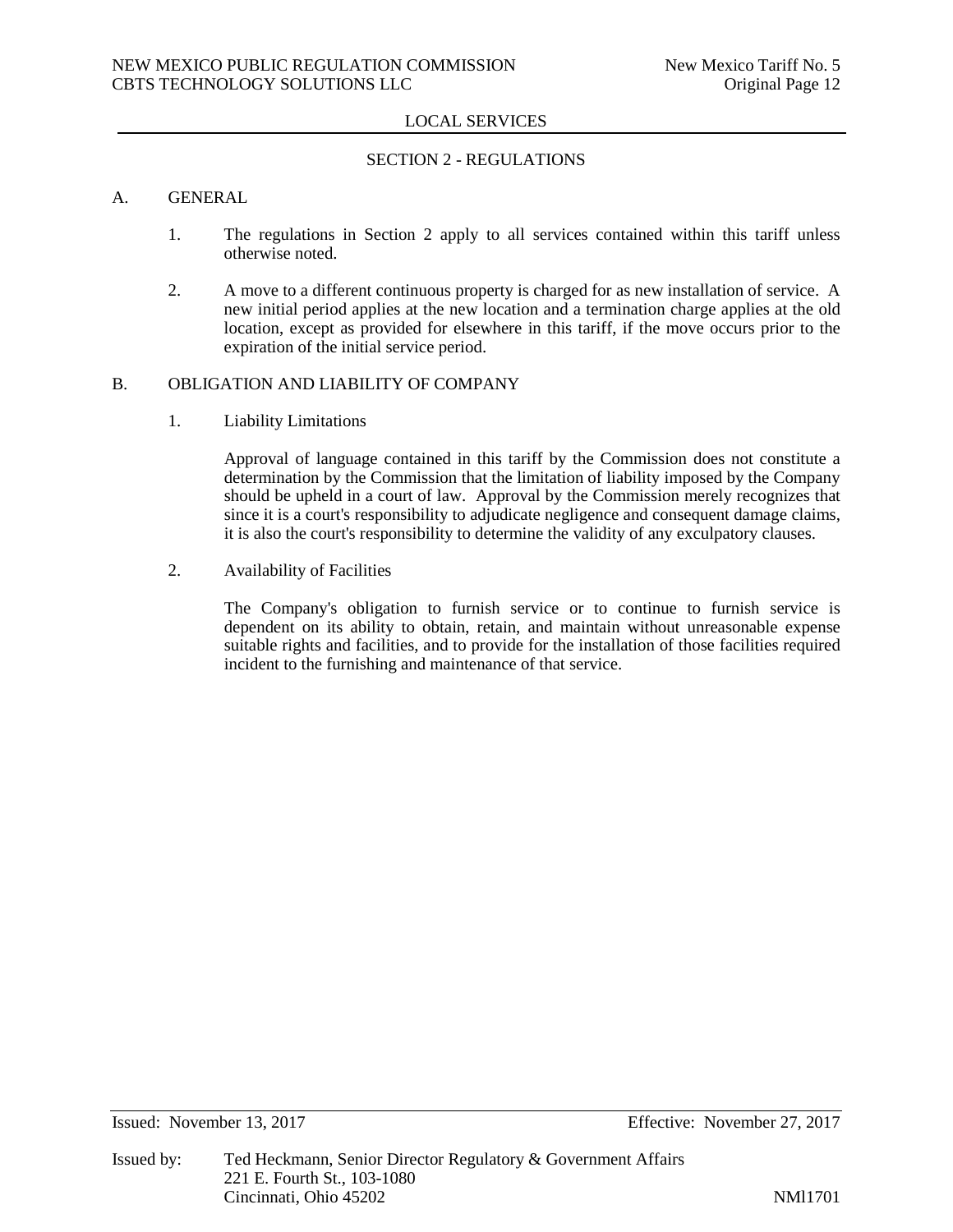LOCAL SERVICES

## SECTION 2 - REGULATIONS

### A. GENERAL

1. The regulations in Section 2 apply to all services contained within this tariff unless otherwise noted.

2. A move to a different continuous property is charged for as new installation of service. A new initial period applies at the new location and a termination charge applies at the old location, except as provided for elsewhere in this tariff, if the move occurs prior to the expiration of the initial service period.

### B. OBLIGATION AND LIABILITY OF COMPANY

1. Liability Limitations

   Approval of language contained in this tariff by the Commission does not constitute a determination by the Commission that the limitation of liability imposed by the Company should be upheld in a court of law. Approval by the Commission merely recognizes that since it is a court's responsibility to adjudicate negligence and consequent damage claims, it is also the court's responsibility to determine the validity of any exculpatory clauses.

2. Availability of Facilities

   The Company's obligation to furnish service or to continue to furnish service is dependent on its ability to obtain, retain, and maintain without unreasonable expense suitable rights and facilities, and to provide for the installation of those facilities required incident to the furnishing and maintenance of that service.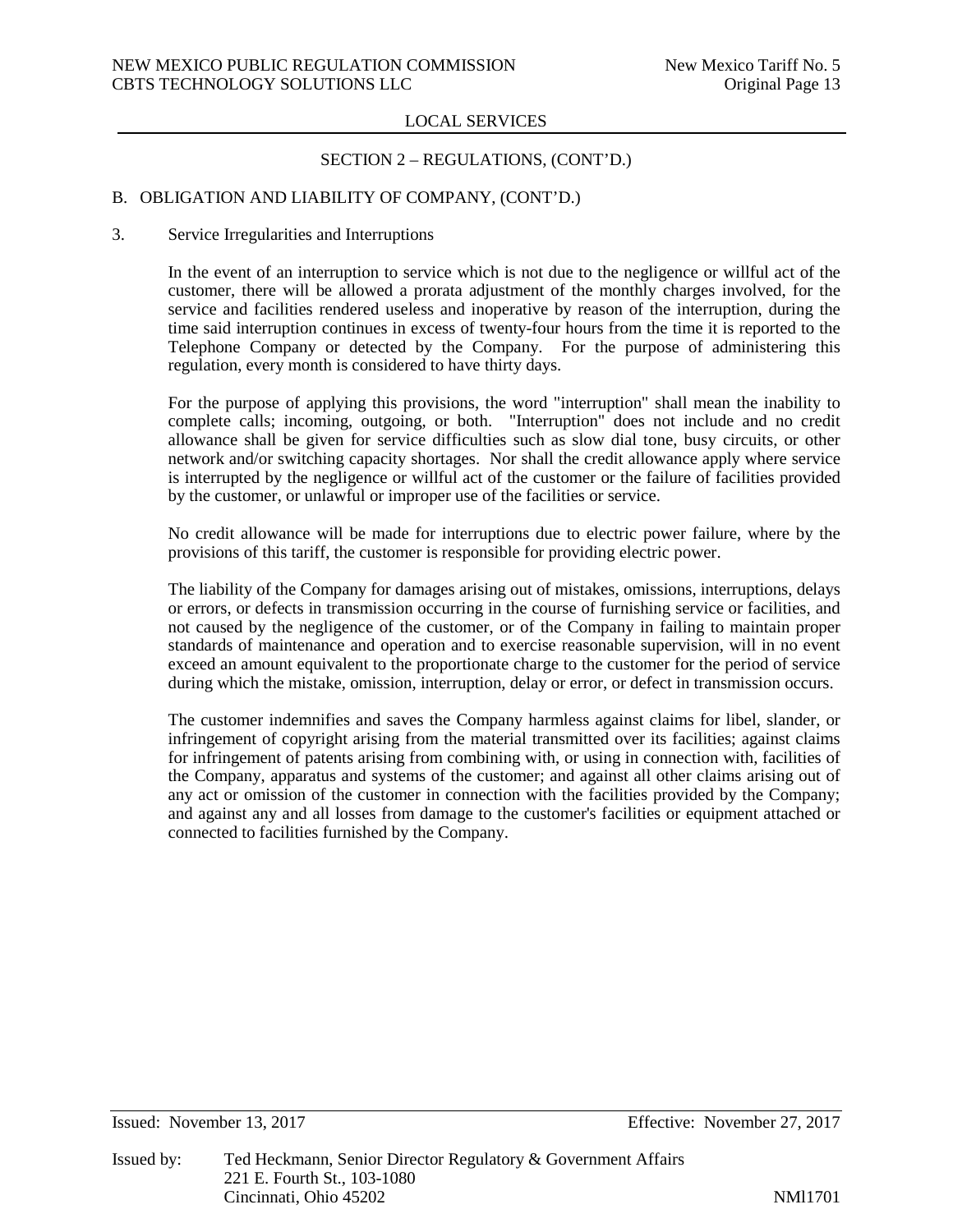## LOCAL SERVICES

### SECTION 2 – REGULATIONS, (CONT'D.)

B. OBLIGATION AND LIABILITY OF COMPANY, (CONT'D.)

3. Service Irregularities and Interruptions

In the event of an interruption to service which is not due to the negligence or willful act of the customer, there will be allowed a prorata adjustment of the monthly charges involved, for the service and facilities rendered useless and inoperative by reason of the interruption, during the time said interruption continues in excess of twenty-four hours from the time it is reported to the Telephone Company or detected by the Company. For the purpose of administering this regulation, every month is considered to have thirty days.

For the purpose of applying this provisions, the word "interruption" shall mean the inability to complete calls; incoming, outgoing, or both. "Interruption" does not include and no credit allowance shall be given for service difficulties such as slow dial tone, busy circuits, or other network and/or switching capacity shortages. Nor shall the credit allowance apply where service is interrupted by the negligence or willful act of the customer or the failure of facilities provided by the customer, or unlawful or improper use of the facilities or service.

No credit allowance will be made for interruptions due to electric power failure, where by the provisions of this tariff, the customer is responsible for providing electric power.

The liability of the Company for damages arising out of mistakes, omissions, interruptions, delays or errors, or defects in transmission occurring in the course of furnishing service or facilities, and not caused by the negligence of the customer, or of the Company in failing to maintain proper standards of maintenance and operation and to exercise reasonable supervision, will in no event exceed an amount equivalent to the proportionate charge to the customer for the period of service during which the mistake, omission, interruption, delay or error, or defect in transmission occurs.

The customer indemnifies and saves the Company harmless against claims for libel, slander, or infringement of copyright arising from the material transmitted over its facilities; against claims for infringement of patents arising from combining with, or using in connection with, facilities of the Company, apparatus and systems of the customer; and against all other claims arising out of any act or omission of the customer in connection with the facilities provided by the Company; and against any and all losses from damage to the customer's facilities or equipment attached or connected to facilities furnished by the Company.

Issued: November 13, 2017 Effective: November 27, 2017

Issued by: Ted Heckmann, Senior Director Regulatory & Government Affairs
221 E. Fourth St., 103-1080
Cincinnati, Ohio 45202 NMl1701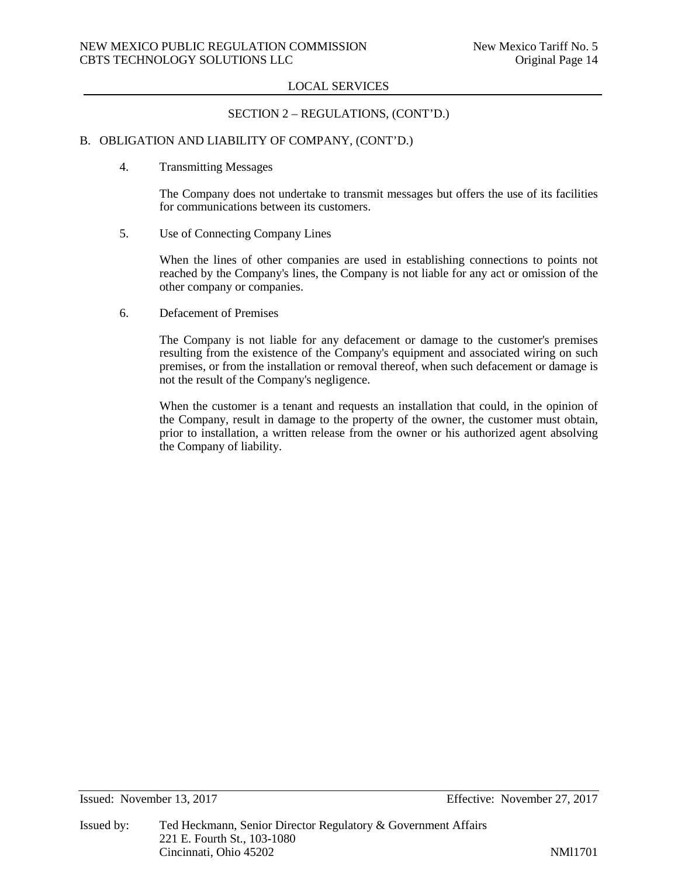## LOCAL SERVICES

### SECTION 2 – REGULATIONS, (CONT'D.)

B. OBLIGATION AND LIABILITY OF COMPANY, (CONT'D.)

4. Transmitting Messages

   The Company does not undertake to transmit messages but offers the use of its facilities for communications between its customers.

5. Use of Connecting Company Lines

   When the lines of other companies are used in establishing connections to points not reached by the Company's lines, the Company is not liable for any act or omission of the other company or companies.

6. Defacement of Premises

   The Company is not liable for any defacement or damage to the customer's premises resulting from the existence of the Company's equipment and associated wiring on such premises, or from the installation or removal thereof, when such defacement or damage is not the result of the Company's negligence.

   When the customer is a tenant and requests an installation that could, in the opinion of the Company, result in damage to the property of the owner, the customer must obtain, prior to installation, a written release from the owner or his authorized agent absolving the Company of liability.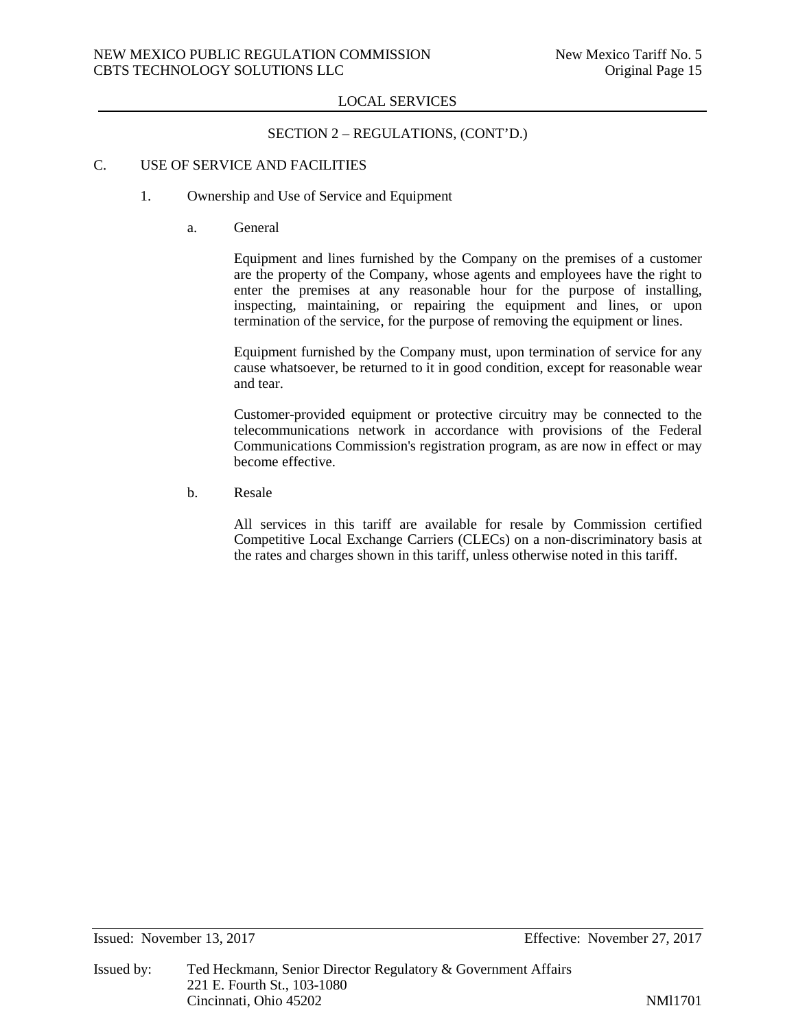## LOCAL SERVICES

### SECTION 2 – REGULATIONS, (CONT'D.)

C. USE OF SERVICE AND FACILITIES

1. Ownership and Use of Service and Equipment

a. General

Equipment and lines furnished by the Company on the premises of a customer are the property of the Company, whose agents and employees have the right to enter the premises at any reasonable hour for the purpose of installing, inspecting, maintaining, or repairing the equipment and lines, or upon termination of the service, for the purpose of removing the equipment or lines.

Equipment furnished by the Company must, upon termination of service for any cause whatsoever, be returned to it in good condition, except for reasonable wear and tear.

Customer-provided equipment or protective circuitry may be connected to the telecommunications network in accordance with provisions of the Federal Communications Commission's registration program, as are now in effect or may become effective.

b. Resale

All services in this tariff are available for resale by Commission certified Competitive Local Exchange Carriers (CLECs) on a non-discriminatory basis at the rates and charges shown in this tariff, unless otherwise noted in this tariff.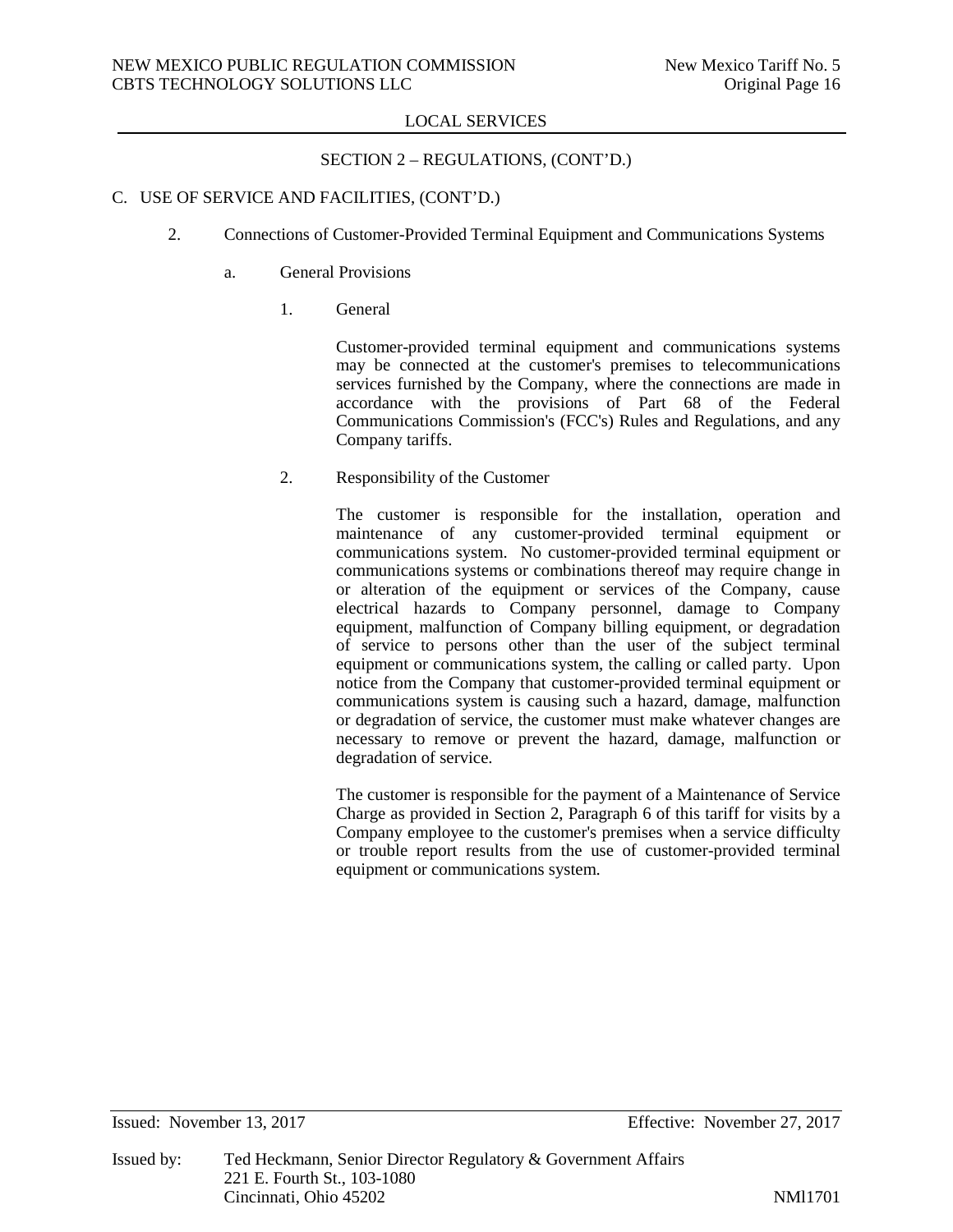LOCAL SERVICES

SECTION 2 – REGULATIONS, (CONT'D.)

C. USE OF SERVICE AND FACILITIES, (CONT'D.)

2. Connections of Customer-Provided Terminal Equipment and Communications Systems

a. General Provisions

1. General

Customer-provided terminal equipment and communications systems may be connected at the customer's premises to telecommunications services furnished by the Company, where the connections are made in accordance with the provisions of Part 68 of the Federal Communications Commission's (FCC's) Rules and Regulations, and any Company tariffs.

2. Responsibility of the Customer

The customer is responsible for the installation, operation and maintenance of any customer-provided terminal equipment or communications system. No customer-provided terminal equipment or communications systems or combinations thereof may require change in or alteration of the equipment or services of the Company, cause electrical hazards to Company personnel, damage to Company equipment, malfunction of Company billing equipment, or degradation of service to persons other than the user of the subject terminal equipment or communications system, the calling or called party. Upon notice from the Company that customer-provided terminal equipment or communications system is causing such a hazard, damage, malfunction or degradation of service, the customer must make whatever changes are necessary to remove or prevent the hazard, damage, malfunction or degradation of service.

The customer is responsible for the payment of a Maintenance of Service Charge as provided in Section 2, Paragraph 6 of this tariff for visits by a Company employee to the customer's premises when a service difficulty or trouble report results from the use of customer-provided terminal equipment or communications system.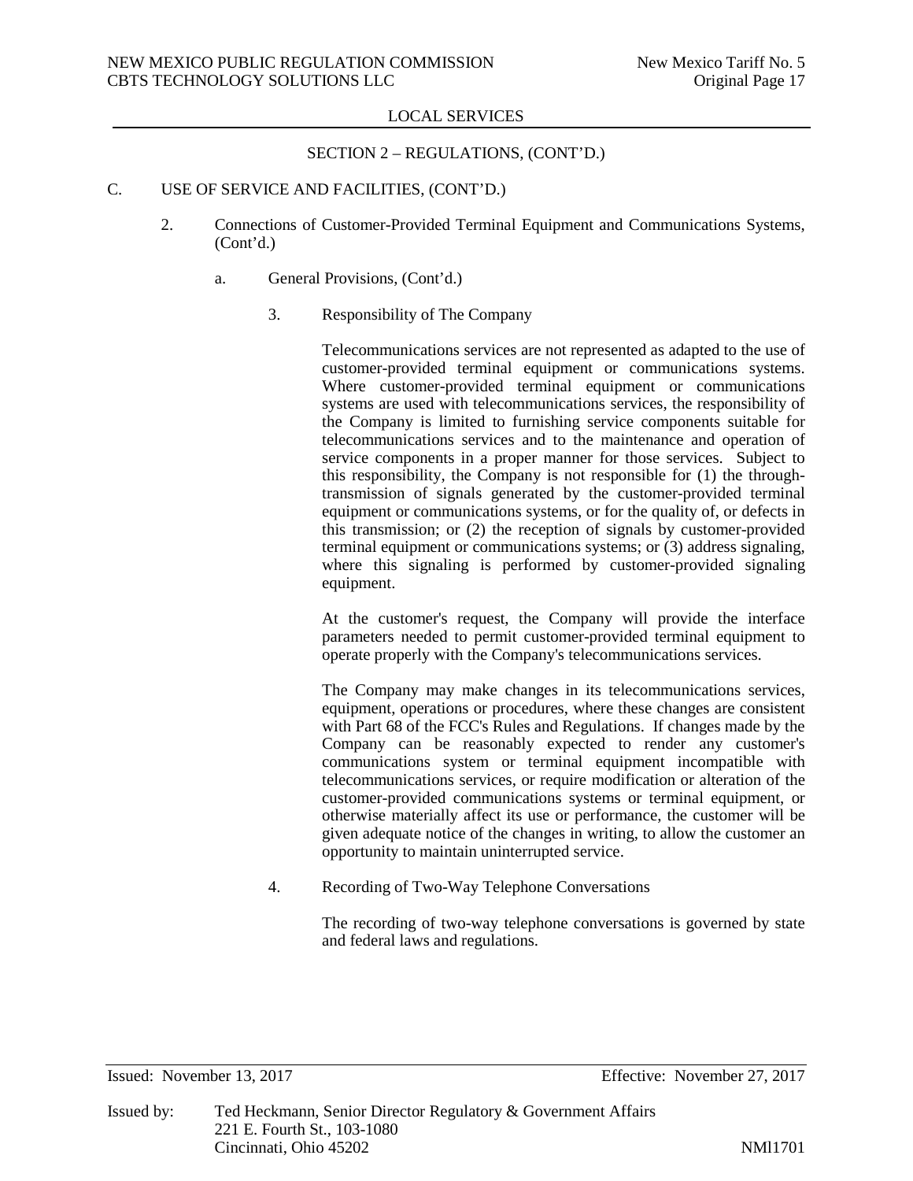LOCAL SERVICES

SECTION 2 – REGULATIONS, (CONT'D.)

C. USE OF SERVICE AND FACILITIES, (CONT'D.)

2. Connections of Customer-Provided Terminal Equipment and Communications Systems, (Cont'd.)

a. General Provisions, (Cont'd.)

3. Responsibility of The Company

Telecommunications services are not represented as adapted to the use of customer-provided terminal equipment or communications systems. Where customer-provided terminal equipment or communications systems are used with telecommunications services, the responsibility of the Company is limited to furnishing service components suitable for telecommunications services and to the maintenance and operation of service components in a proper manner for those services. Subject to this responsibility, the Company is not responsible for (1) the through-transmission of signals generated by the customer-provided terminal equipment or communications systems, or for the quality of, or defects in this transmission; or (2) the reception of signals by customer-provided terminal equipment or communications systems; or (3) address signaling, where this signaling is performed by customer-provided signaling equipment.

At the customer's request, the Company will provide the interface parameters needed to permit customer-provided terminal equipment to operate properly with the Company's telecommunications services.

The Company may make changes in its telecommunications services, equipment, operations or procedures, where these changes are consistent with Part 68 of the FCC's Rules and Regulations. If changes made by the Company can be reasonably expected to render any customer's communications system or terminal equipment incompatible with telecommunications services, or require modification or alteration of the customer-provided communications systems or terminal equipment, or otherwise materially affect its use or performance, the customer will be given adequate notice of the changes in writing, to allow the customer an opportunity to maintain uninterrupted service.

4. Recording of Two-Way Telephone Conversations

The recording of two-way telephone conversations is governed by state and federal laws and regulations.

Issued: November 13, 2017 Effective: November 27, 2017

Issued by: Ted Heckmann, Senior Director Regulatory & Government Affairs
221 E. Fourth St., 103-1080
Cincinnati, Ohio 45202 NMl1701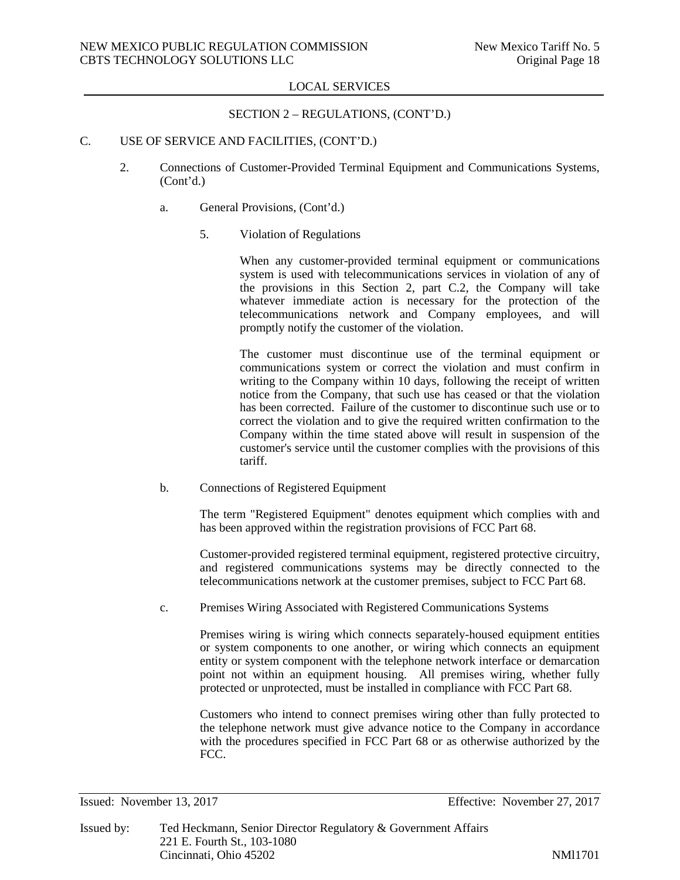LOCAL SERVICES

SECTION 2 – REGULATIONS, (CONT'D.)

C. USE OF SERVICE AND FACILITIES, (CONT'D.)

2. Connections of Customer-Provided Terminal Equipment and Communications Systems, (Cont'd.)

a. General Provisions, (Cont'd.)

5. Violation of Regulations

When any customer-provided terminal equipment or communications system is used with telecommunications services in violation of any of the provisions in this Section 2, part C.2, the Company will take whatever immediate action is necessary for the protection of the telecommunications network and Company employees, and will promptly notify the customer of the violation.

The customer must discontinue use of the terminal equipment or communications system or correct the violation and must confirm in writing to the Company within 10 days, following the receipt of written notice from the Company, that such use has ceased or that the violation has been corrected. Failure of the customer to discontinue such use or to correct the violation and to give the required written confirmation to the Company within the time stated above will result in suspension of the customer's service until the customer complies with the provisions of this tariff.

b. Connections of Registered Equipment

The term "Registered Equipment" denotes equipment which complies with and has been approved within the registration provisions of FCC Part 68.

Customer-provided registered terminal equipment, registered protective circuitry, and registered communications systems may be directly connected to the telecommunications network at the customer premises, subject to FCC Part 68.

c. Premises Wiring Associated with Registered Communications Systems

Premises wiring is wiring which connects separately-housed equipment entities or system components to one another, or wiring which connects an equipment entity or system component with the telephone network interface or demarcation point not within an equipment housing. All premises wiring, whether fully protected or unprotected, must be installed in compliance with FCC Part 68.

Customers who intend to connect premises wiring other than fully protected to the telephone network must give advance notice to the Company in accordance with the procedures specified in FCC Part 68 or as otherwise authorized by the FCC.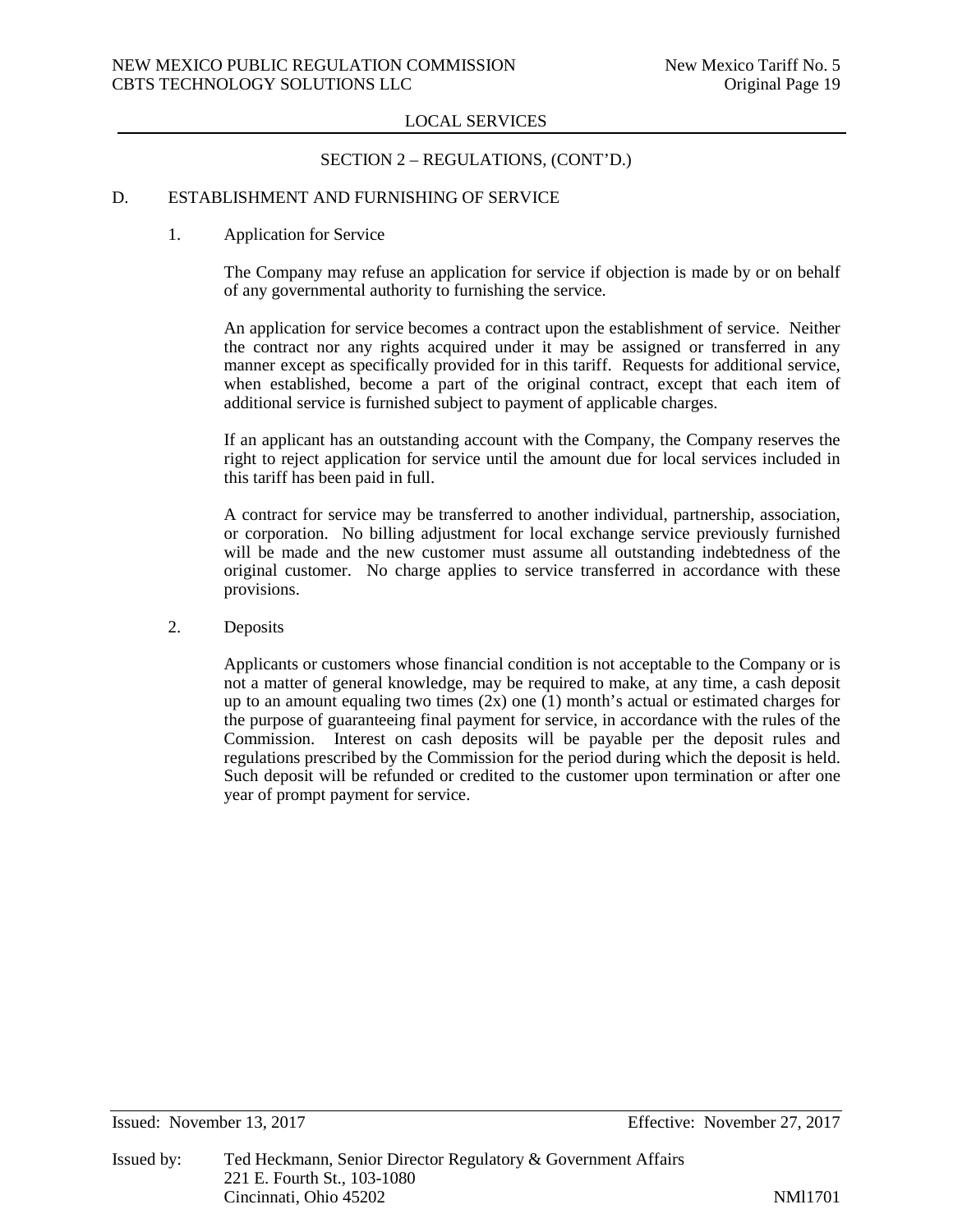LOCAL SERVICES

SECTION 2 – REGULATIONS, (CONT'D.)

## D. ESTABLISHMENT AND FURNISHING OF SERVICE

### 1. Application for Service

The Company may refuse an application for service if objection is made by or on behalf of any governmental authority to furnishing the service.

An application for service becomes a contract upon the establishment of service. Neither the contract nor any rights acquired under it may be assigned or transferred in any manner except as specifically provided for in this tariff. Requests for additional service, when established, become a part of the original contract, except that each item of additional service is furnished subject to payment of applicable charges.

If an applicant has an outstanding account with the Company, the Company reserves the right to reject application for service until the amount due for local services included in this tariff has been paid in full.

A contract for service may be transferred to another individual, partnership, association, or corporation. No billing adjustment for local exchange service previously furnished will be made and the new customer must assume all outstanding indebtedness of the original customer. No charge applies to service transferred in accordance with these provisions.

### 2. Deposits

Applicants or customers whose financial condition is not acceptable to the Company or is not a matter of general knowledge, may be required to make, at any time, a cash deposit up to an amount equaling two times (2x) one (1) month's actual or estimated charges for the purpose of guaranteeing final payment for service, in accordance with the rules of the Commission. Interest on cash deposits will be payable per the deposit rules and regulations prescribed by the Commission for the period during which the deposit is held. Such deposit will be refunded or credited to the customer upon termination or after one year of prompt payment for service.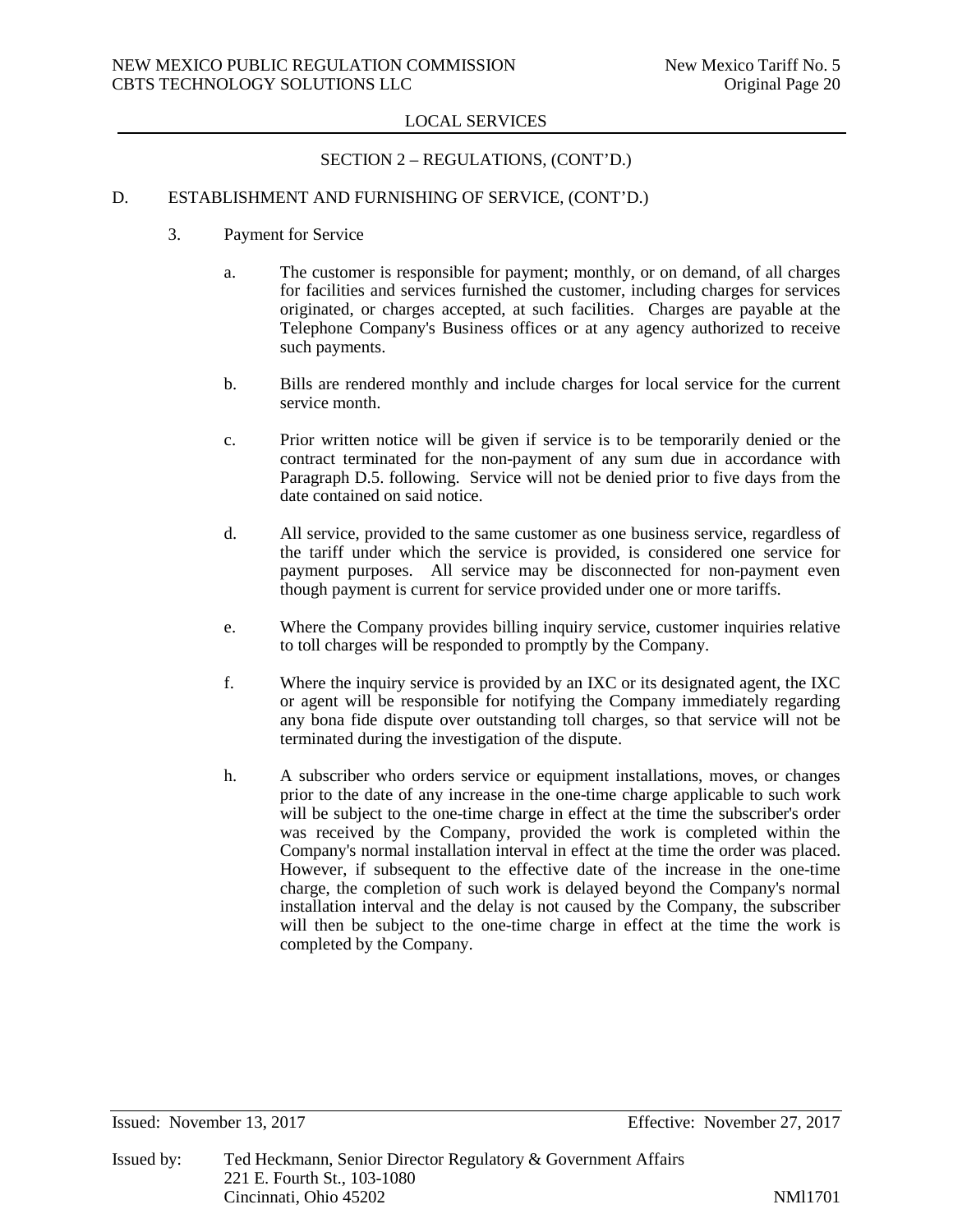LOCAL SERVICES

SECTION 2 – REGULATIONS, (CONT'D.)

D. ESTABLISHMENT AND FURNISHING OF SERVICE, (CONT'D.)

3. Payment for Service

a. The customer is responsible for payment; monthly, or on demand, of all charges for facilities and services furnished the customer, including charges for services originated, or charges accepted, at such facilities. Charges are payable at the Telephone Company's Business offices or at any agency authorized to receive such payments.

b. Bills are rendered monthly and include charges for local service for the current service month.

c. Prior written notice will be given if service is to be temporarily denied or the contract terminated for the non-payment of any sum due in accordance with Paragraph D.5. following. Service will not be denied prior to five days from the date contained on said notice.

d. All service, provided to the same customer as one business service, regardless of the tariff under which the service is provided, is considered one service for payment purposes. All service may be disconnected for non-payment even though payment is current for service provided under one or more tariffs.

e. Where the Company provides billing inquiry service, customer inquiries relative to toll charges will be responded to promptly by the Company.

f. Where the inquiry service is provided by an IXC or its designated agent, the IXC or agent will be responsible for notifying the Company immediately regarding any bona fide dispute over outstanding toll charges, so that service will not be terminated during the investigation of the dispute.

h. A subscriber who orders service or equipment installations, moves, or changes prior to the date of any increase in the one-time charge applicable to such work will be subject to the one-time charge in effect at the time the subscriber's order was received by the Company, provided the work is completed within the Company's normal installation interval in effect at the time the order was placed. However, if subsequent to the effective date of the increase in the one-time charge, the completion of such work is delayed beyond the Company's normal installation interval and the delay is not caused by the Company, the subscriber will then be subject to the one-time charge in effect at the time the work is completed by the Company.

Issued: November 13, 2017 Effective: November 27, 2017

Issued by: Ted Heckmann, Senior Director Regulatory & Government Affairs
221 E. Fourth St., 103-1080
Cincinnati, Ohio 45202 NMl1701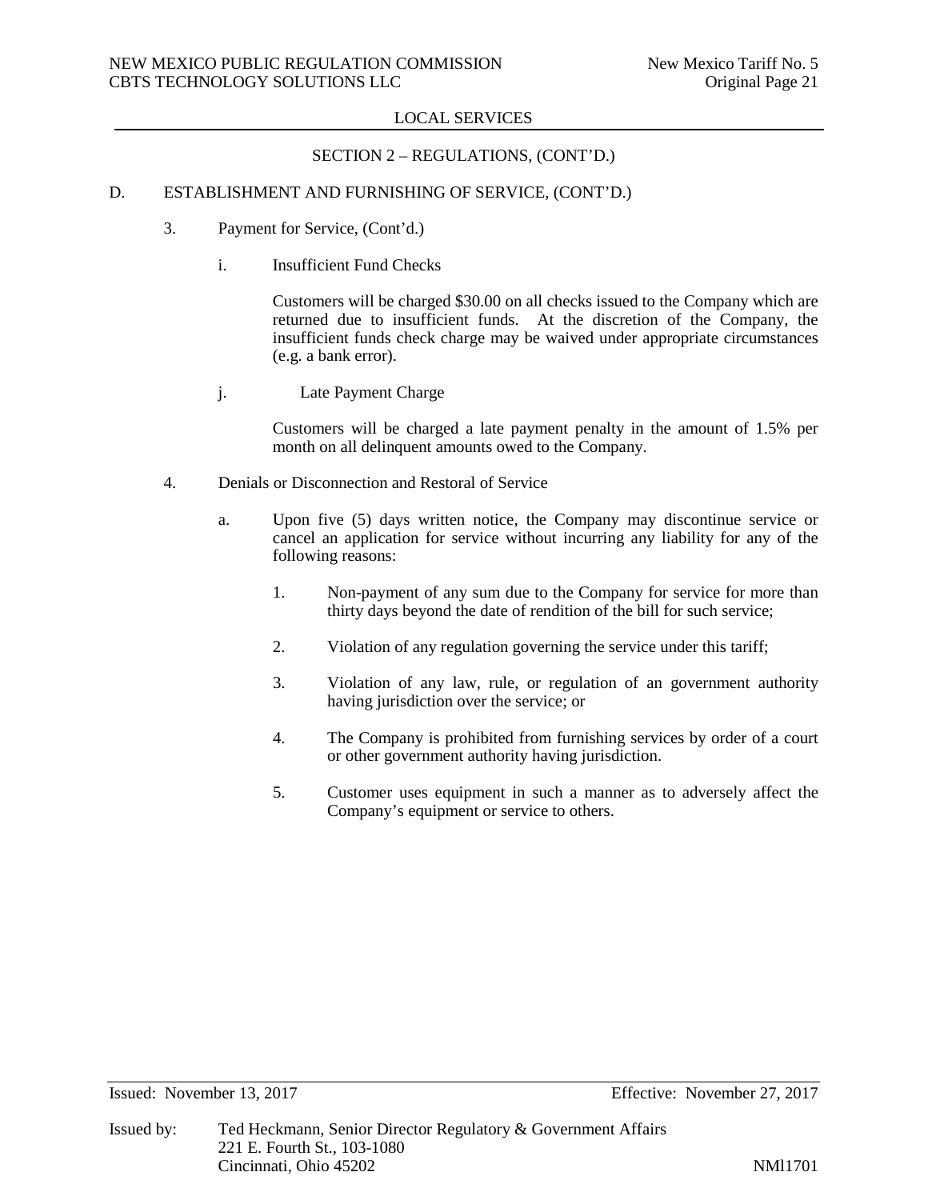## SECTION 2 – REGULATIONS, (CONT'D.)

### D. ESTABLISHMENT AND FURNISHING OF SERVICE, (CONT'D.)

3. Payment for Service, (Cont'd.)

   i. Insufficient Fund Checks

      Customers will be charged $30.00 on all checks issued to the Company which are returned due to insufficient funds. At the discretion of the Company, the insufficient funds check charge may be waived under appropriate circumstances (e.g. a bank error).

   j. Late Payment Charge

      Customers will be charged a late payment penalty in the amount of 1.5% per month on all delinquent amounts owed to the Company.

4. Denials or Disconnection and Restoral of Service

   a. Upon five (5) days written notice, the Company may discontinue service or cancel an application for service without incurring any liability for any of the following reasons:

      1. Non-payment of any sum due to the Company for service for more than thirty days beyond the date of rendition of the bill for such service;

      2. Violation of any regulation governing the service under this tariff;

      3. Violation of any law, rule, or regulation of an government authority having jurisdiction over the service; or

      4. The Company is prohibited from furnishing services by order of a court or other government authority having jurisdiction.

      5. Customer uses equipment in such a manner as to adversely affect the Company's equipment or service to others.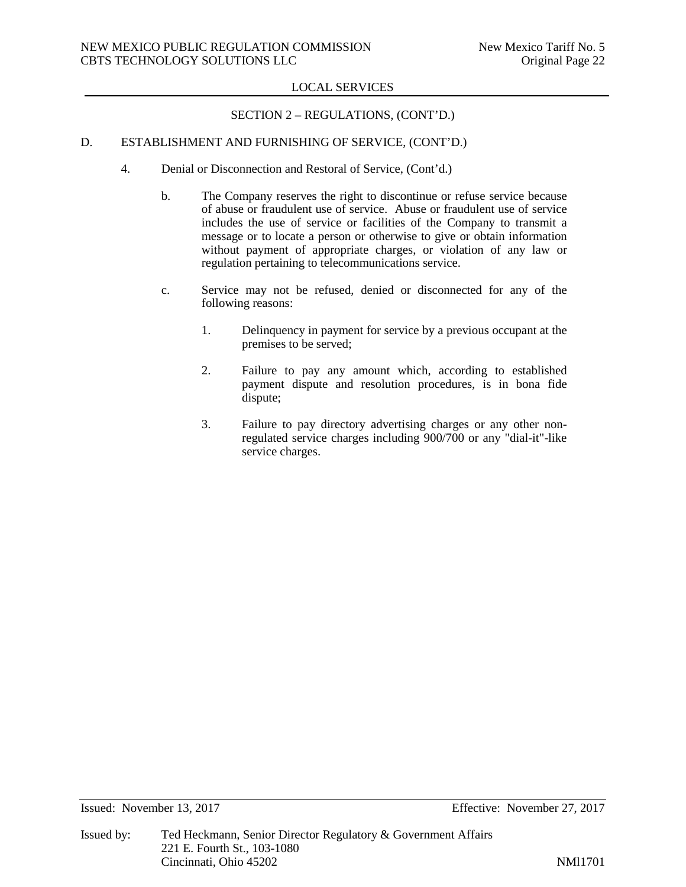LOCAL SERVICES

SECTION 2 – REGULATIONS, (CONT'D.)

D. ESTABLISHMENT AND FURNISHING OF SERVICE, (CONT'D.)

4. Denial or Disconnection and Restoral of Service, (Cont'd.)

   b. The Company reserves the right to discontinue or refuse service because of abuse or fraudulent use of service. Abuse or fraudulent use of service includes the use of service or facilities of the Company to transmit a message or to locate a person or otherwise to give or obtain information without payment of appropriate charges, or violation of any law or regulation pertaining to telecommunications service.

   c. Service may not be refused, denied or disconnected for any of the following reasons:

      1. Delinquency in payment for service by a previous occupant at the premises to be served;

      2. Failure to pay any amount which, according to established payment dispute and resolution procedures, is in bona fide dispute;

      3. Failure to pay directory advertising charges or any other non-regulated service charges including 900/700 or any "dial-it"-like service charges.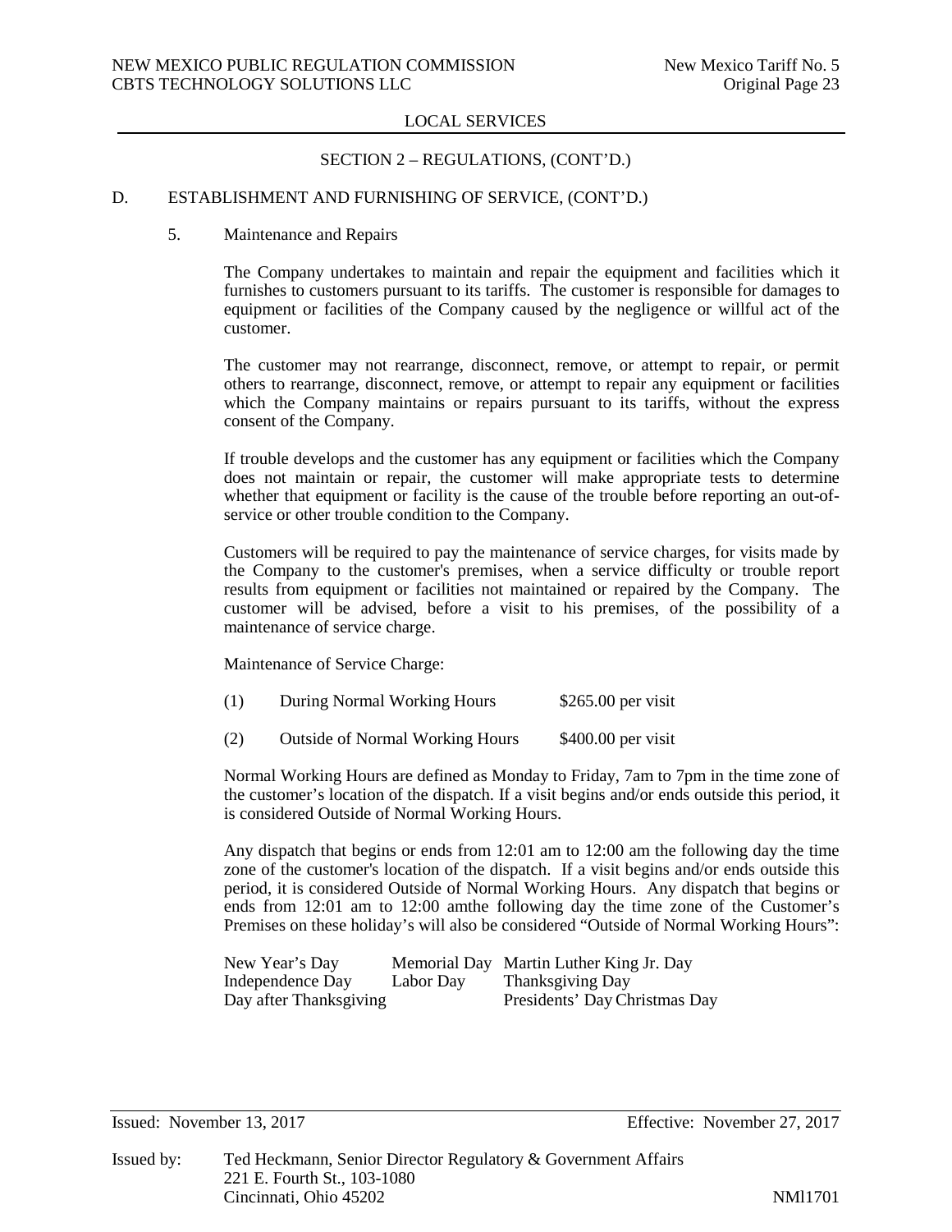LOCAL SERVICES

SECTION 2 – REGULATIONS, (CONT'D.)

D. ESTABLISHMENT AND FURNISHING OF SERVICE, (CONT'D.)

5. Maintenance and Repairs

The Company undertakes to maintain and repair the equipment and facilities which it furnishes to customers pursuant to its tariffs. The customer is responsible for damages to equipment or facilities of the Company caused by the negligence or willful act of the customer.

The customer may not rearrange, disconnect, remove, or attempt to repair, or permit others to rearrange, disconnect, remove, or attempt to repair any equipment or facilities which the Company maintains or repairs pursuant to its tariffs, without the express consent of the Company.

If trouble develops and the customer has any equipment or facilities which the Company does not maintain or repair, the customer will make appropriate tests to determine whether that equipment or facility is the cause of the trouble before reporting an out-of-service or other trouble condition to the Company.

Customers will be required to pay the maintenance of service charges, for visits made by the Company to the customer's premises, when a service difficulty or trouble report results from equipment or facilities not maintained or repaired by the Company. The customer will be advised, before a visit to his premises, of the possibility of a maintenance of service charge.

Maintenance of Service Charge:

| | | |
|---|---|---|
| (1) | During Normal Working Hours | $265.00 per visit |
| (2) | Outside of Normal Working Hours | $400.00 per visit |

Normal Working Hours are defined as Monday to Friday, 7am to 7pm in the time zone of the customer's location of the dispatch. If a visit begins and/or ends outside this period, it is considered Outside of Normal Working Hours.

Any dispatch that begins or ends from 12:01 am to 12:00 am the following day the time zone of the customer's location of the dispatch. If a visit begins and/or ends outside this period, it is considered Outside of Normal Working Hours. Any dispatch that begins or ends from 12:01 am to 12:00 amthe following day the time zone of the Customer's Premises on these holiday's will also be considered "Outside of Normal Working Hours":

| | | |
|---|---|---|
| New Year's Day | Memorial Day | Martin Luther King Jr. Day |
| Independence Day | Labor Day | Thanksgiving Day |
| Day after Thanksgiving | | Presidents' Day Christmas Day |

Issued: November 13, 2017 Effective: November 27, 2017

Issued by: Ted Heckmann, Senior Director Regulatory & Government Affairs
221 E. Fourth St., 103-1080
Cincinnati, Ohio 45202 NMl1701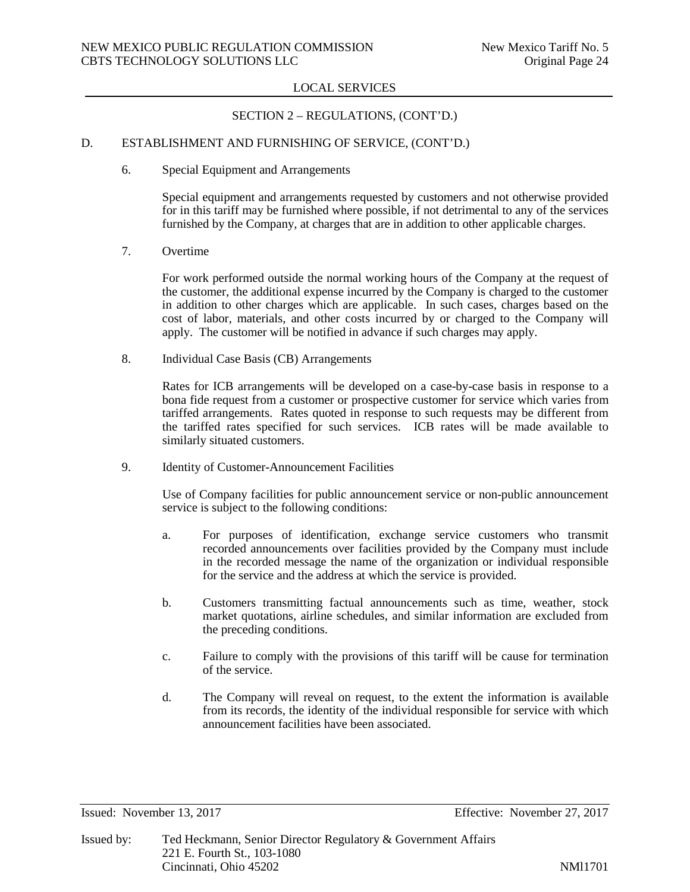LOCAL SERVICES

SECTION 2 – REGULATIONS, (CONT'D.)

D. ESTABLISHMENT AND FURNISHING OF SERVICE, (CONT'D.)

6. Special Equipment and Arrangements

   Special equipment and arrangements requested by customers and not otherwise provided for in this tariff may be furnished where possible, if not detrimental to any of the services furnished by the Company, at charges that are in addition to other applicable charges.

7. Overtime

   For work performed outside the normal working hours of the Company at the request of the customer, the additional expense incurred by the Company is charged to the customer in addition to other charges which are applicable. In such cases, charges based on the cost of labor, materials, and other costs incurred by or charged to the Company will apply. The customer will be notified in advance if such charges may apply.

8. Individual Case Basis (CB) Arrangements

   Rates for ICB arrangements will be developed on a case-by-case basis in response to a bona fide request from a customer or prospective customer for service which varies from tariffed arrangements. Rates quoted in response to such requests may be different from the tariffed rates specified for such services. ICB rates will be made available to similarly situated customers.

9. Identity of Customer-Announcement Facilities

   Use of Company facilities for public announcement service or non-public announcement service is subject to the following conditions:

   a. For purposes of identification, exchange service customers who transmit recorded announcements over facilities provided by the Company must include in the recorded message the name of the organization or individual responsible for the service and the address at which the service is provided.

   b. Customers transmitting factual announcements such as time, weather, stock market quotations, airline schedules, and similar information are excluded from the preceding conditions.

   c. Failure to comply with the provisions of this tariff will be cause for termination of the service.

   d. The Company will reveal on request, to the extent the information is available from its records, the identity of the individual responsible for service with which announcement facilities have been associated.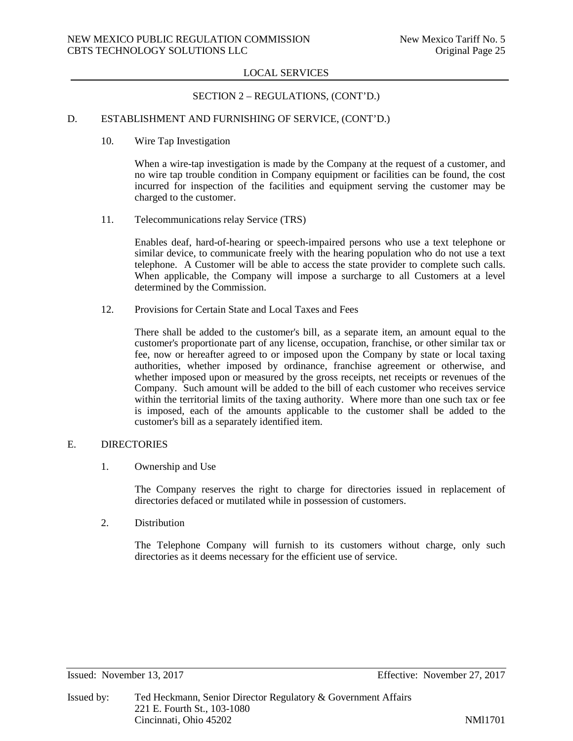## LOCAL SERVICES

### SECTION 2 – REGULATIONS, (CONT'D.)

D. ESTABLISHMENT AND FURNISHING OF SERVICE, (CONT'D.)

10. Wire Tap Investigation

When a wire-tap investigation is made by the Company at the request of a customer, and no wire tap trouble condition in Company equipment or facilities can be found, the cost incurred for inspection of the facilities and equipment serving the customer may be charged to the customer.

11. Telecommunications relay Service (TRS)

Enables deaf, hard-of-hearing or speech-impaired persons who use a text telephone or similar device, to communicate freely with the hearing population who do not use a text telephone. A Customer will be able to access the state provider to complete such calls. When applicable, the Company will impose a surcharge to all Customers at a level determined by the Commission.

12. Provisions for Certain State and Local Taxes and Fees

There shall be added to the customer's bill, as a separate item, an amount equal to the customer's proportionate part of any license, occupation, franchise, or other similar tax or fee, now or hereafter agreed to or imposed upon the Company by state or local taxing authorities, whether imposed by ordinance, franchise agreement or otherwise, and whether imposed upon or measured by the gross receipts, net receipts or revenues of the Company. Such amount will be added to the bill of each customer who receives service within the territorial limits of the taxing authority. Where more than one such tax or fee is imposed, each of the amounts applicable to the customer shall be added to the customer's bill as a separately identified item.

E. DIRECTORIES

1. Ownership and Use

The Company reserves the right to charge for directories issued in replacement of directories defaced or mutilated while in possession of customers.

2. Distribution

The Telephone Company will furnish to its customers without charge, only such directories as it deems necessary for the efficient use of service.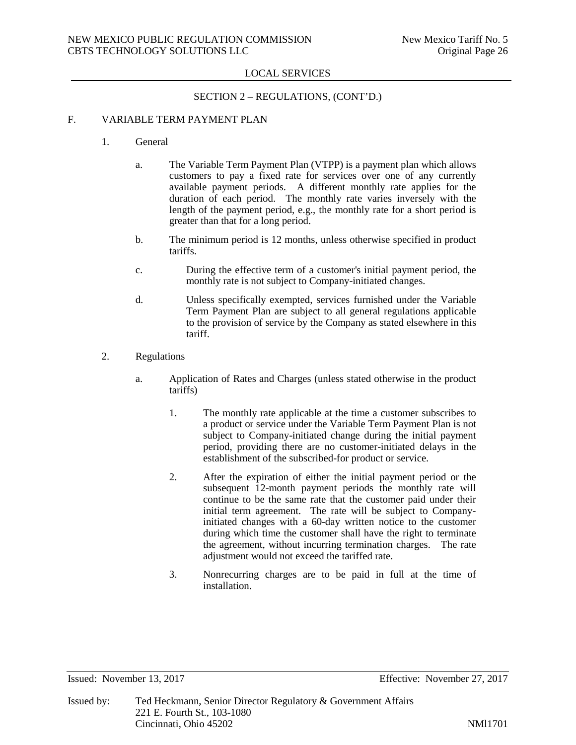LOCAL SERVICES

SECTION 2 – REGULATIONS, (CONT'D.)

## F. VARIABLE TERM PAYMENT PLAN

### 1. General

a. The Variable Term Payment Plan (VTPP) is a payment plan which allows customers to pay a fixed rate for services over one of any currently available payment periods. A different monthly rate applies for the duration of each period. The monthly rate varies inversely with the length of the payment period, e.g., the monthly rate for a short period is greater than that for a long period.

b. The minimum period is 12 months, unless otherwise specified in product tariffs.

c. During the effective term of a customer's initial payment period, the monthly rate is not subject to Company-initiated changes.

d. Unless specifically exempted, services furnished under the Variable Term Payment Plan are subject to all general regulations applicable to the provision of service by the Company as stated elsewhere in this tariff.

### 2. Regulations

a. Application of Rates and Charges (unless stated otherwise in the product tariffs)

1. The monthly rate applicable at the time a customer subscribes to a product or service under the Variable Term Payment Plan is not subject to Company-initiated change during the initial payment period, providing there are no customer-initiated delays in the establishment of the subscribed-for product or service.

2. After the expiration of either the initial payment period or the subsequent 12-month payment periods the monthly rate will continue to be the same rate that the customer paid under their initial term agreement. The rate will be subject to Company-initiated changes with a 60-day written notice to the customer during which time the customer shall have the right to terminate the agreement, without incurring termination charges. The rate adjustment would not exceed the tariffed rate.

3. Nonrecurring charges are to be paid in full at the time of installation.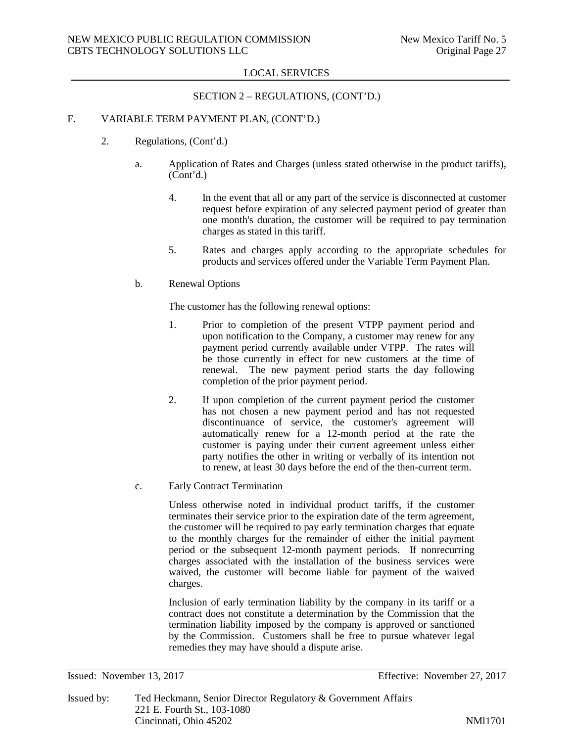LOCAL SERVICES

SECTION 2 – REGULATIONS, (CONT'D.)

F. VARIABLE TERM PAYMENT PLAN, (CONT'D.)

2. Regulations, (Cont'd.)

a. Application of Rates and Charges (unless stated otherwise in the product tariffs), (Cont'd.)

4. In the event that all or any part of the service is disconnected at customer request before expiration of any selected payment period of greater than one month's duration, the customer will be required to pay termination charges as stated in this tariff.

5. Rates and charges apply according to the appropriate schedules for products and services offered under the Variable Term Payment Plan.

b. Renewal Options

The customer has the following renewal options:

1. Prior to completion of the present VTPP payment period and upon notification to the Company, a customer may renew for any payment period currently available under VTPP. The rates will be those currently in effect for new customers at the time of renewal. The new payment period starts the day following completion of the prior payment period.

2. If upon completion of the current payment period the customer has not chosen a new payment period and has not requested discontinuance of service, the customer's agreement will automatically renew for a 12-month period at the rate the customer is paying under their current agreement unless either party notifies the other in writing or verbally of its intention not to renew, at least 30 days before the end of the then-current term.

c. Early Contract Termination

Unless otherwise noted in individual product tariffs, if the customer terminates their service prior to the expiration date of the term agreement, the customer will be required to pay early termination charges that equate to the monthly charges for the remainder of either the initial payment period or the subsequent 12-month payment periods. If nonrecurring charges associated with the installation of the business services were waived, the customer will become liable for payment of the waived charges.

Inclusion of early termination liability by the company in its tariff or a contract does not constitute a determination by the Commission that the termination liability imposed by the company is approved or sanctioned by the Commission. Customers shall be free to pursue whatever legal remedies they may have should a dispute arise.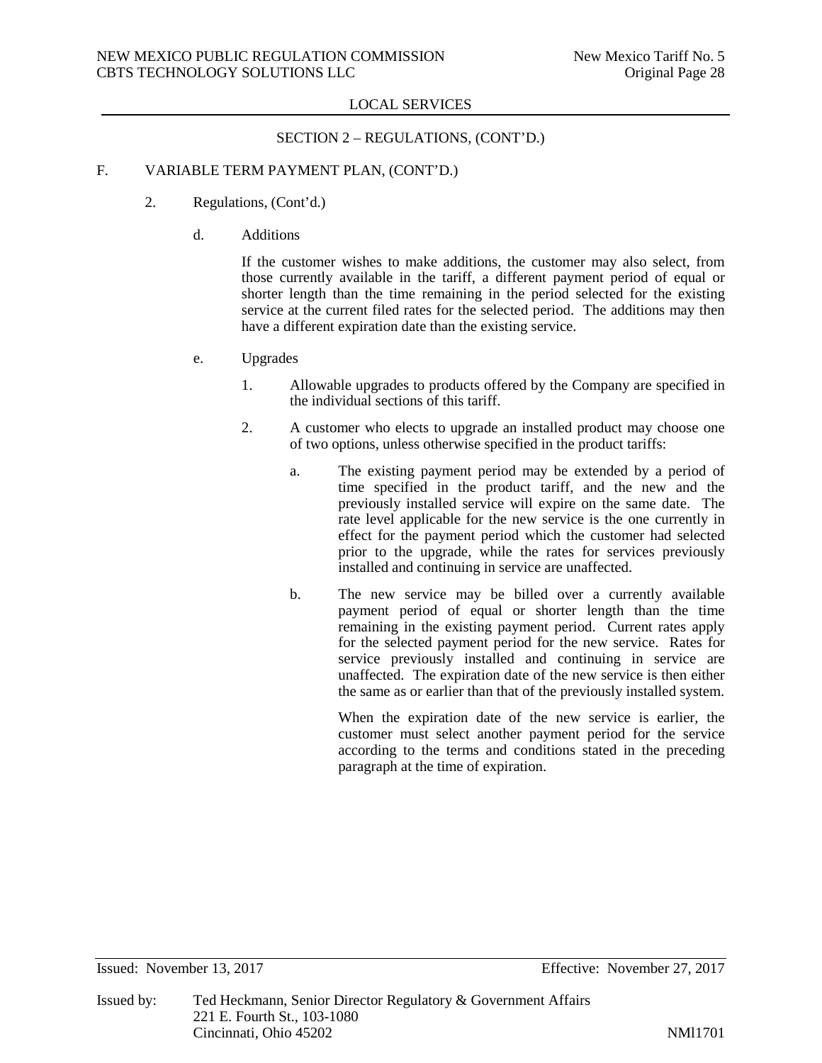LOCAL SERVICES

SECTION 2 – REGULATIONS, (CONT'D.)

F. VARIABLE TERM PAYMENT PLAN, (CONT'D.)

2. Regulations, (Cont'd.)

d. Additions

If the customer wishes to make additions, the customer may also select, from those currently available in the tariff, a different payment period of equal or shorter length than the time remaining in the period selected for the existing service at the current filed rates for the selected period. The additions may then have a different expiration date than the existing service.

e. Upgrades

1. Allowable upgrades to products offered by the Company are specified in the individual sections of this tariff.

2. A customer who elects to upgrade an installed product may choose one of two options, unless otherwise specified in the product tariffs:

a. The existing payment period may be extended by a period of time specified in the product tariff, and the new and the previously installed service will expire on the same date. The rate level applicable for the new service is the one currently in effect for the payment period which the customer had selected prior to the upgrade, while the rates for services previously installed and continuing in service are unaffected.

b. The new service may be billed over a currently available payment period of equal or shorter length than the time remaining in the existing payment period. Current rates apply for the selected payment period for the new service. Rates for service previously installed and continuing in service are unaffected. The expiration date of the new service is then either the same as or earlier than that of the previously installed system.

When the expiration date of the new service is earlier, the customer must select another payment period for the service according to the terms and conditions stated in the preceding paragraph at the time of expiration.

Issued: November 13, 2017 Effective: November 27, 2017

Issued by: Ted Heckmann, Senior Director Regulatory & Government Affairs
221 E. Fourth St., 103-1080
Cincinnati, Ohio 45202 NMl1701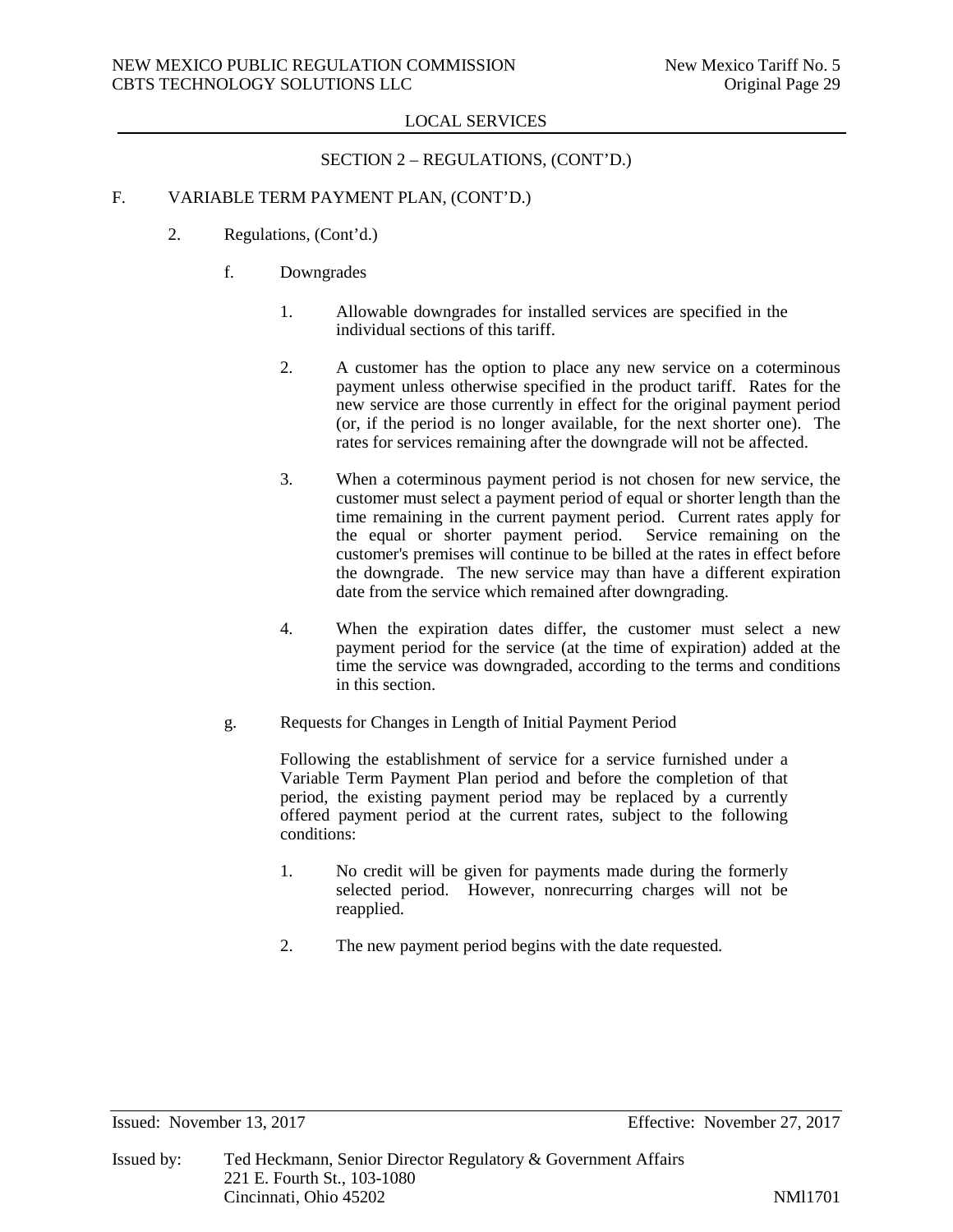LOCAL SERVICES

SECTION 2 – REGULATIONS, (CONT'D.)

F. VARIABLE TERM PAYMENT PLAN, (CONT'D.)

2. Regulations, (Cont'd.)

f. Downgrades

1. Allowable downgrades for installed services are specified in the individual sections of this tariff.

2. A customer has the option to place any new service on a coterminous payment unless otherwise specified in the product tariff. Rates for the new service are those currently in effect for the original payment period (or, if the period is no longer available, for the next shorter one). The rates for services remaining after the downgrade will not be affected.

3. When a coterminous payment period is not chosen for new service, the customer must select a payment period of equal or shorter length than the time remaining in the current payment period. Current rates apply for the equal or shorter payment period. Service remaining on the customer's premises will continue to be billed at the rates in effect before the downgrade. The new service may than have a different expiration date from the service which remained after downgrading.

4. When the expiration dates differ, the customer must select a new payment period for the service (at the time of expiration) added at the time the service was downgraded, according to the terms and conditions in this section.

g. Requests for Changes in Length of Initial Payment Period

Following the establishment of service for a service furnished under a Variable Term Payment Plan period and before the completion of that period, the existing payment period may be replaced by a currently offered payment period at the current rates, subject to the following conditions:

1. No credit will be given for payments made during the formerly selected period. However, nonrecurring charges will not be reapplied.

2. The new payment period begins with the date requested.

Issued: November 13, 2017 Effective: November 27, 2017

Issued by: Ted Heckmann, Senior Director Regulatory & Government Affairs
221 E. Fourth St., 103-1080
Cincinnati, Ohio 45202 NMl1701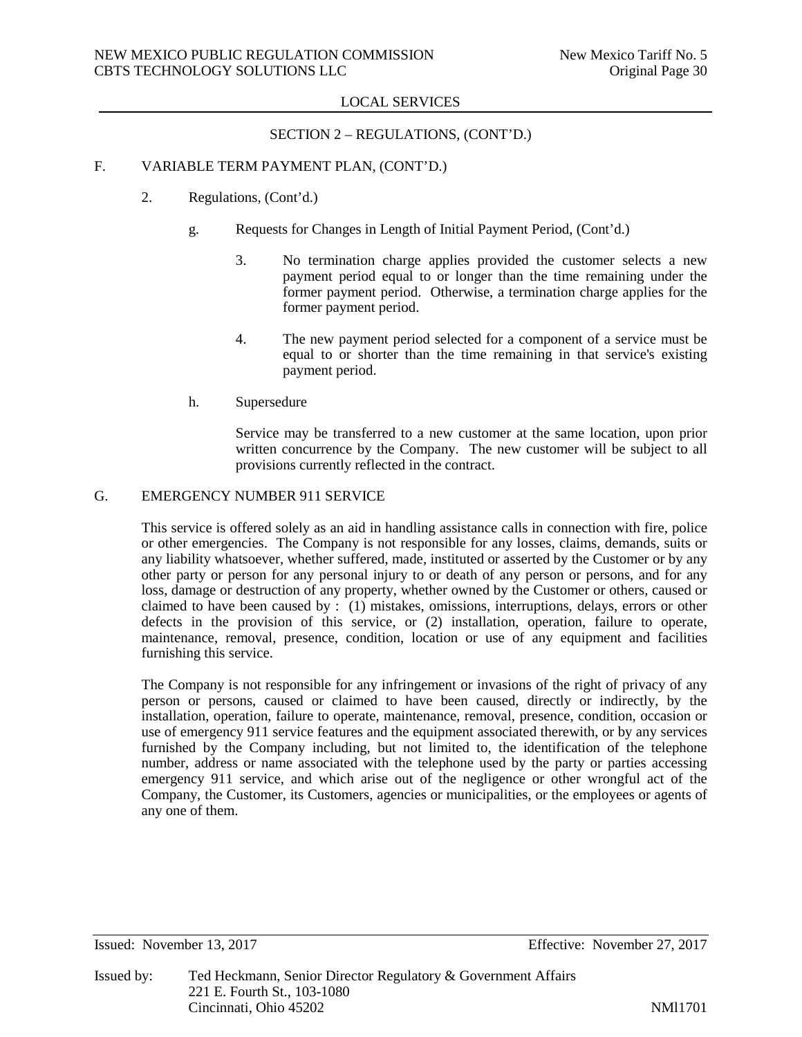LOCAL SERVICES

SECTION 2 – REGULATIONS, (CONT'D.)

F. VARIABLE TERM PAYMENT PLAN, (CONT'D.)

2. Regulations, (Cont'd.)

g. Requests for Changes in Length of Initial Payment Period, (Cont'd.)

3. No termination charge applies provided the customer selects a new payment period equal to or longer than the time remaining under the former payment period. Otherwise, a termination charge applies for the former payment period.

4. The new payment period selected for a component of a service must be equal to or shorter than the time remaining in that service's existing payment period.

h. Supersedure

Service may be transferred to a new customer at the same location, upon prior written concurrence by the Company. The new customer will be subject to all provisions currently reflected in the contract.

G. EMERGENCY NUMBER 911 SERVICE

This service is offered solely as an aid in handling assistance calls in connection with fire, police or other emergencies. The Company is not responsible for any losses, claims, demands, suits or any liability whatsoever, whether suffered, made, instituted or asserted by the Customer or by any other party or person for any personal injury to or death of any person or persons, and for any loss, damage or destruction of any property, whether owned by the Customer or others, caused or claimed to have been caused by : (1) mistakes, omissions, interruptions, delays, errors or other defects in the provision of this service, or (2) installation, operation, failure to operate, maintenance, removal, presence, condition, location or use of any equipment and facilities furnishing this service.

The Company is not responsible for any infringement or invasions of the right of privacy of any person or persons, caused or claimed to have been caused, directly or indirectly, by the installation, operation, failure to operate, maintenance, removal, presence, condition, occasion or use of emergency 911 service features and the equipment associated therewith, or by any services furnished by the Company including, but not limited to, the identification of the telephone number, address or name associated with the telephone used by the party or parties accessing emergency 911 service, and which arise out of the negligence or other wrongful act of the Company, the Customer, its Customers, agencies or municipalities, or the employees or agents of any one of them.

Issued: November 13, 2017 Effective: November 27, 2017

Issued by: Ted Heckmann, Senior Director Regulatory & Government Affairs
221 E. Fourth St., 103-1080
Cincinnati, Ohio 45202 NMl1701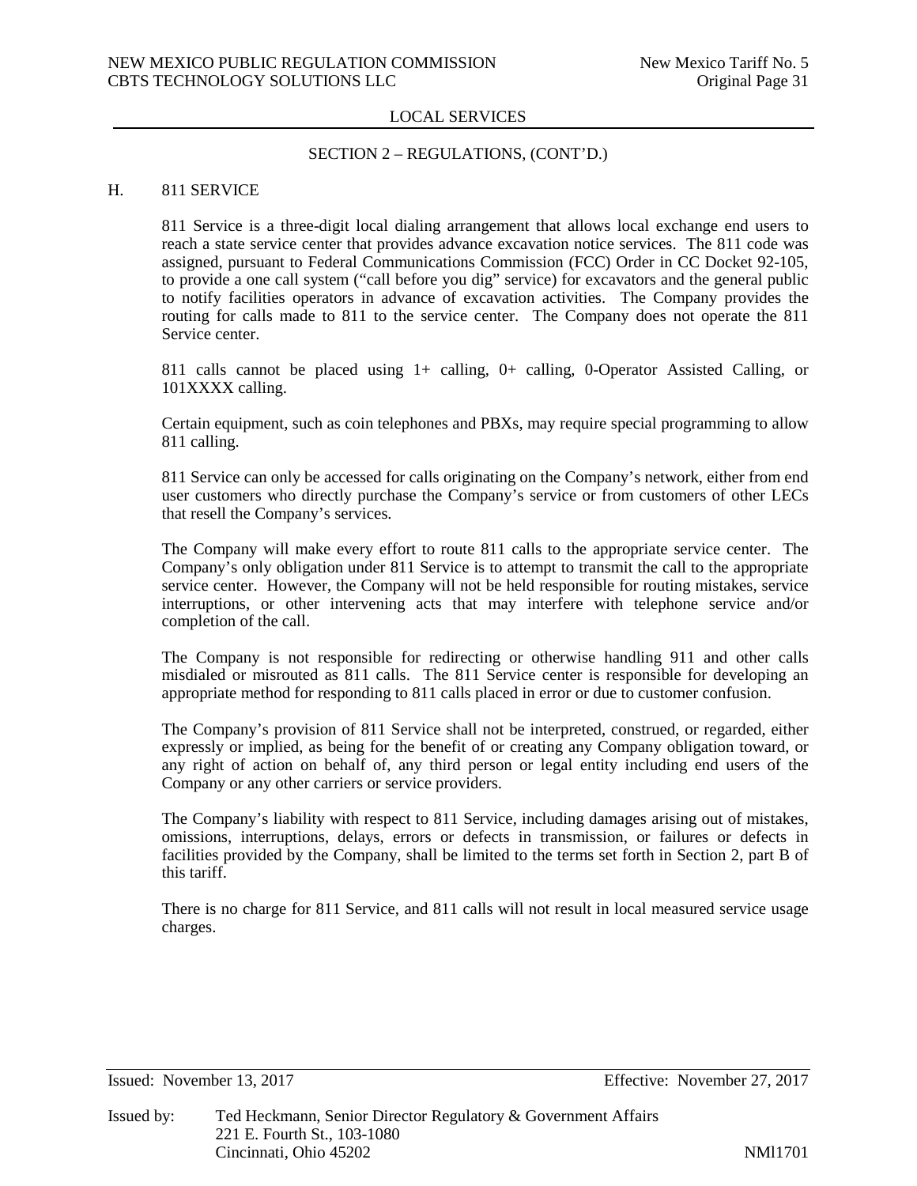LOCAL SERVICES

SECTION 2 – REGULATIONS, (CONT'D.)

## H. 811 SERVICE

811 Service is a three-digit local dialing arrangement that allows local exchange end users to reach a state service center that provides advance excavation notice services. The 811 code was assigned, pursuant to Federal Communications Commission (FCC) Order in CC Docket 92-105, to provide a one call system ("call before you dig" service) for excavators and the general public to notify facilities operators in advance of excavation activities. The Company provides the routing for calls made to 811 to the service center. The Company does not operate the 811 Service center.

811 calls cannot be placed using 1+ calling, 0+ calling, 0-Operator Assisted Calling, or 101XXXX calling.

Certain equipment, such as coin telephones and PBXs, may require special programming to allow 811 calling.

811 Service can only be accessed for calls originating on the Company's network, either from end user customers who directly purchase the Company's service or from customers of other LECs that resell the Company's services.

The Company will make every effort to route 811 calls to the appropriate service center. The Company's only obligation under 811 Service is to attempt to transmit the call to the appropriate service center. However, the Company will not be held responsible for routing mistakes, service interruptions, or other intervening acts that may interfere with telephone service and/or completion of the call.

The Company is not responsible for redirecting or otherwise handling 911 and other calls misdialed or misrouted as 811 calls. The 811 Service center is responsible for developing an appropriate method for responding to 811 calls placed in error or due to customer confusion.

The Company's provision of 811 Service shall not be interpreted, construed, or regarded, either expressly or implied, as being for the benefit of or creating any Company obligation toward, or any right of action on behalf of, any third person or legal entity including end users of the Company or any other carriers or service providers.

The Company's liability with respect to 811 Service, including damages arising out of mistakes, omissions, interruptions, delays, errors or defects in transmission, or failures or defects in facilities provided by the Company, shall be limited to the terms set forth in Section 2, part B of this tariff.

There is no charge for 811 Service, and 811 calls will not result in local measured service usage charges.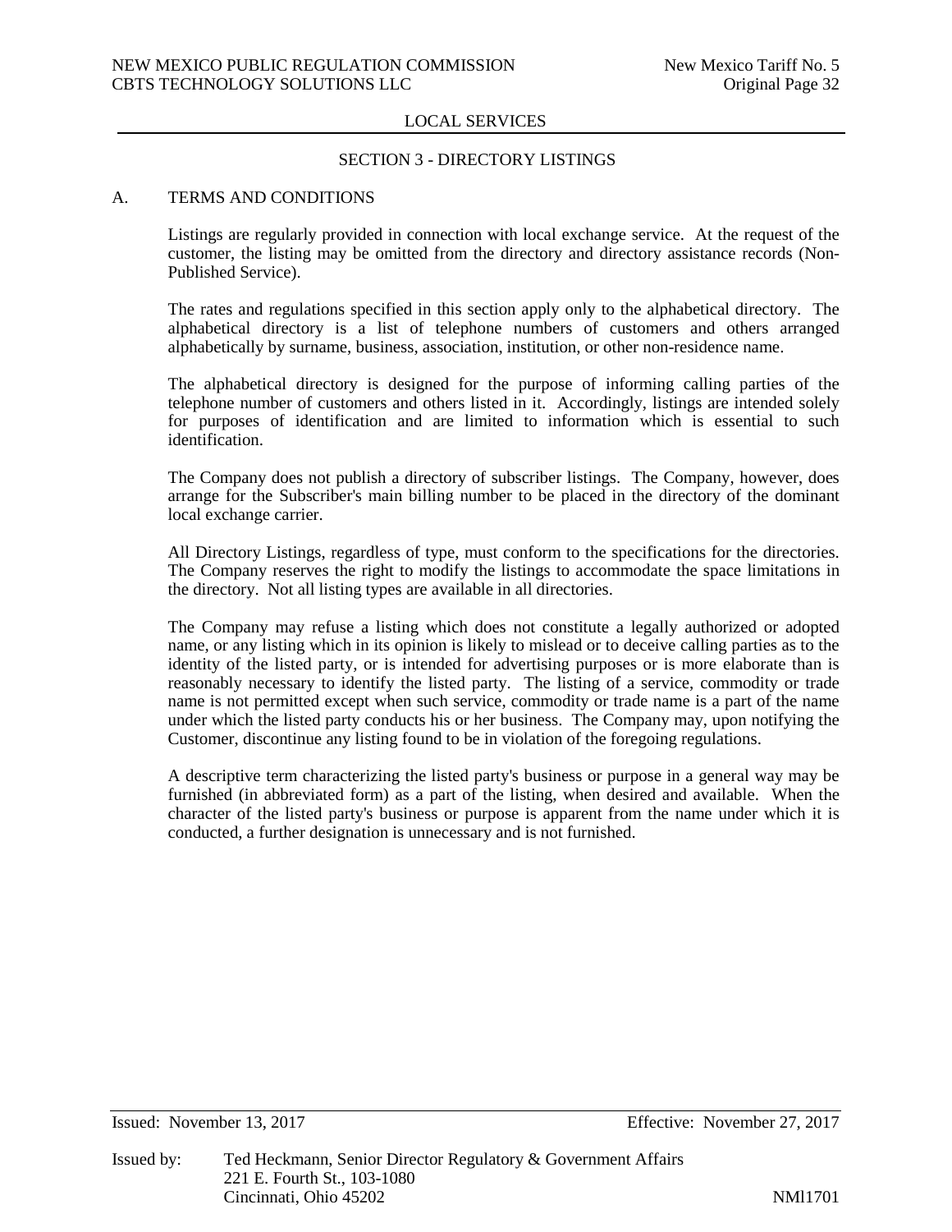## LOCAL SERVICES

### SECTION 3 - DIRECTORY LISTINGS

A. TERMS AND CONDITIONS

Listings are regularly provided in connection with local exchange service. At the request of the customer, the listing may be omitted from the directory and directory assistance records (Non-Published Service).

The rates and regulations specified in this section apply only to the alphabetical directory. The alphabetical directory is a list of telephone numbers of customers and others arranged alphabetically by surname, business, association, institution, or other non-residence name.

The alphabetical directory is designed for the purpose of informing calling parties of the telephone number of customers and others listed in it. Accordingly, listings are intended solely for purposes of identification and are limited to information which is essential to such identification.

The Company does not publish a directory of subscriber listings. The Company, however, does arrange for the Subscriber's main billing number to be placed in the directory of the dominant local exchange carrier.

All Directory Listings, regardless of type, must conform to the specifications for the directories. The Company reserves the right to modify the listings to accommodate the space limitations in the directory. Not all listing types are available in all directories.

The Company may refuse a listing which does not constitute a legally authorized or adopted name, or any listing which in its opinion is likely to mislead or to deceive calling parties as to the identity of the listed party, or is intended for advertising purposes or is more elaborate than is reasonably necessary to identify the listed party. The listing of a service, commodity or trade name is not permitted except when such service, commodity or trade name is a part of the name under which the listed party conducts his or her business. The Company may, upon notifying the Customer, discontinue any listing found to be in violation of the foregoing regulations.

A descriptive term characterizing the listed party's business or purpose in a general way may be furnished (in abbreviated form) as a part of the listing, when desired and available. When the character of the listed party's business or purpose is apparent from the name under which it is conducted, a further designation is unnecessary and is not furnished.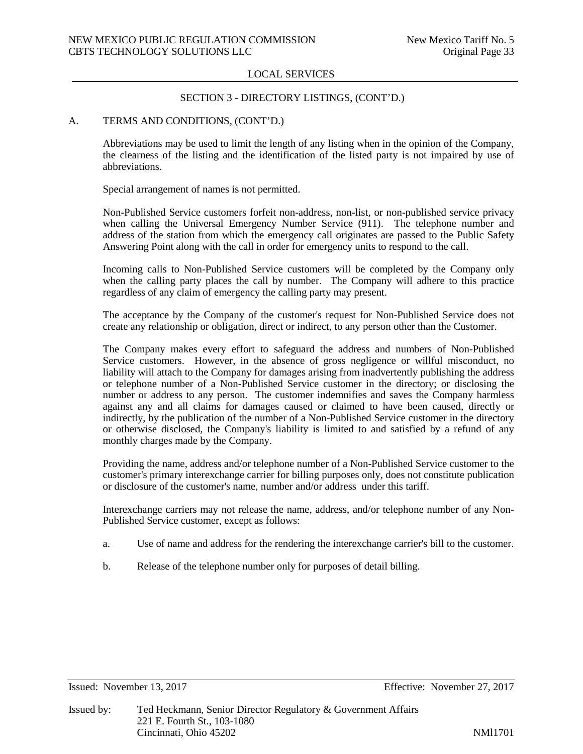LOCAL SERVICES

SECTION 3 - DIRECTORY LISTINGS, (CONT'D.)

A. TERMS AND CONDITIONS, (CONT'D.)

Abbreviations may be used to limit the length of any listing when in the opinion of the Company, the clearness of the listing and the identification of the listed party is not impaired by use of abbreviations.

Special arrangement of names is not permitted.

Non-Published Service customers forfeit non-address, non-list, or non-published service privacy when calling the Universal Emergency Number Service (911). The telephone number and address of the station from which the emergency call originates are passed to the Public Safety Answering Point along with the call in order for emergency units to respond to the call.

Incoming calls to Non-Published Service customers will be completed by the Company only when the calling party places the call by number. The Company will adhere to this practice regardless of any claim of emergency the calling party may present.

The acceptance by the Company of the customer's request for Non-Published Service does not create any relationship or obligation, direct or indirect, to any person other than the Customer.

The Company makes every effort to safeguard the address and numbers of Non-Published Service customers. However, in the absence of gross negligence or willful misconduct, no liability will attach to the Company for damages arising from inadvertently publishing the address or telephone number of a Non-Published Service customer in the directory; or disclosing the number or address to any person. The customer indemnifies and saves the Company harmless against any and all claims for damages caused or claimed to have been caused, directly or indirectly, by the publication of the number of a Non-Published Service customer in the directory or otherwise disclosed, the Company's liability is limited to and satisfied by a refund of any monthly charges made by the Company.

Providing the name, address and/or telephone number of a Non-Published Service customer to the customer's primary interexchange carrier for billing purposes only, does not constitute publication or disclosure of the customer's name, number and/or address under this tariff.

Interexchange carriers may not release the name, address, and/or telephone number of any Non-Published Service customer, except as follows:

a. Use of name and address for the rendering the interexchange carrier's bill to the customer.

b. Release of the telephone number only for purposes of detail billing.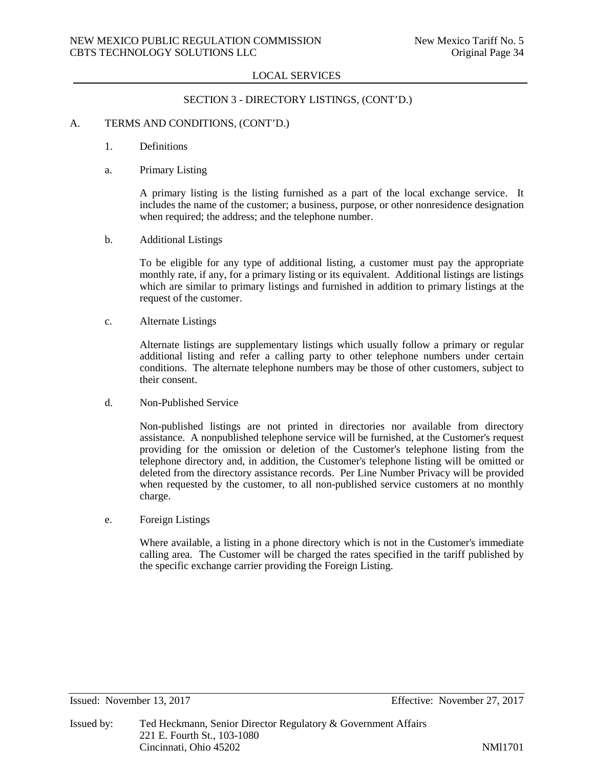LOCAL SERVICES

SECTION 3 - DIRECTORY LISTINGS, (CONT'D.)

A. TERMS AND CONDITIONS, (CONT'D.)

1. Definitions

a. Primary Listing

A primary listing is the listing furnished as a part of the local exchange service. It includes the name of the customer; a business, purpose, or other nonresidence designation when required; the address; and the telephone number.

b. Additional Listings

To be eligible for any type of additional listing, a customer must pay the appropriate monthly rate, if any, for a primary listing or its equivalent. Additional listings are listings which are similar to primary listings and furnished in addition to primary listings at the request of the customer.

c. Alternate Listings

Alternate listings are supplementary listings which usually follow a primary or regular additional listing and refer a calling party to other telephone numbers under certain conditions. The alternate telephone numbers may be those of other customers, subject to their consent.

d. Non-Published Service

Non-published listings are not printed in directories nor available from directory assistance. A nonpublished telephone service will be furnished, at the Customer's request providing for the omission or deletion of the Customer's telephone listing from the telephone directory and, in addition, the Customer's telephone listing will be omitted or deleted from the directory assistance records. Per Line Number Privacy will be provided when requested by the customer, to all non-published service customers at no monthly charge.

e. Foreign Listings

Where available, a listing in a phone directory which is not in the Customer's immediate calling area. The Customer will be charged the rates specified in the tariff published by the specific exchange carrier providing the Foreign Listing.

Issued: November 13, 2017 Effective: November 27, 2017

Issued by: Ted Heckmann, Senior Director Regulatory & Government Affairs
221 E. Fourth St., 103-1080
Cincinnati, Ohio 45202 NMl1701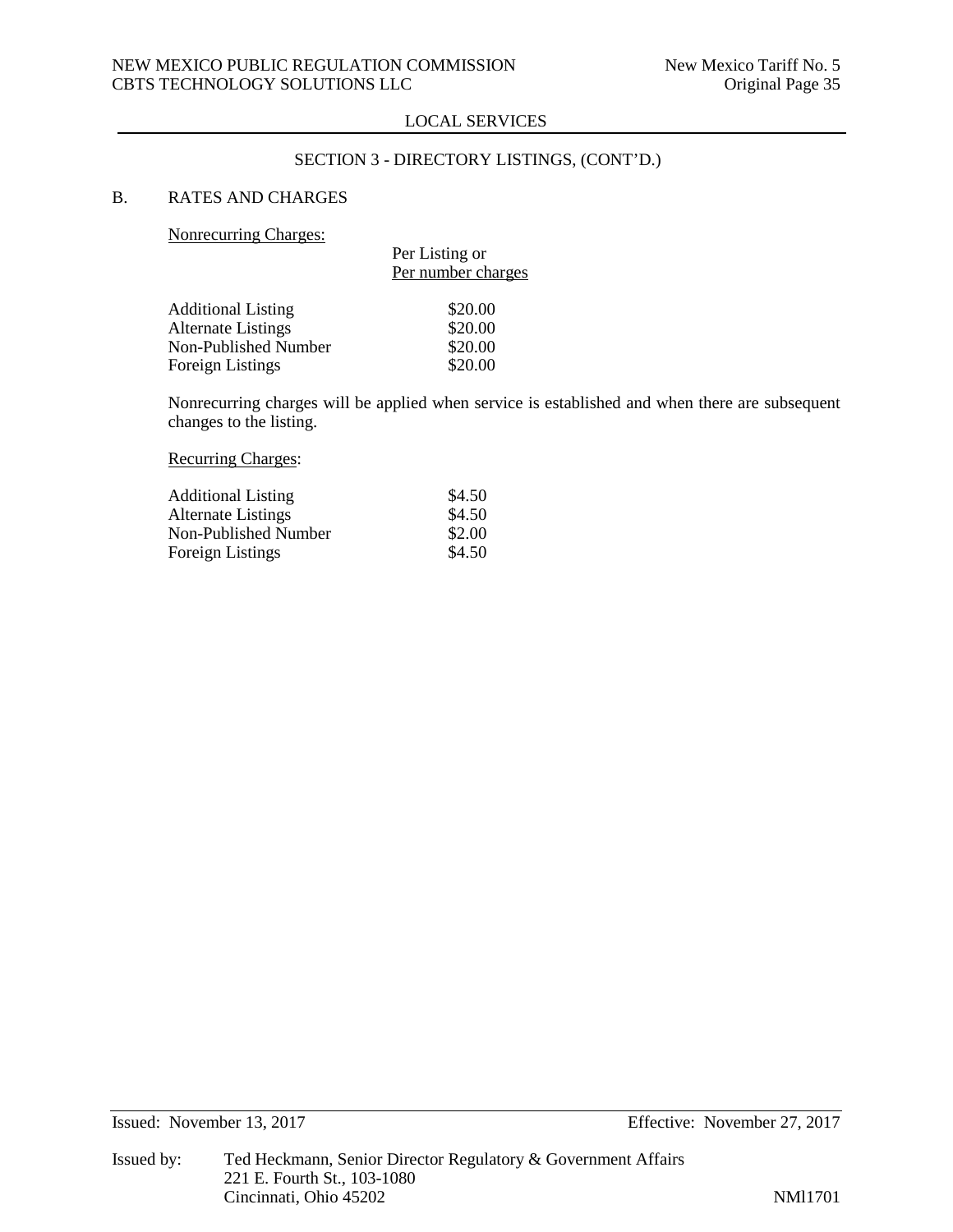LOCAL SERVICES

SECTION 3 - DIRECTORY LISTINGS, (CONT'D.)

B. RATES AND CHARGES

Nonrecurring Charges:

| | Per Listing or Per number charges |
|---|---|
| Additional Listing | $20.00 |
| Alternate Listings | $20.00 |
| Non-Published Number | $20.00 |
| Foreign Listings | $20.00 |

Nonrecurring charges will be applied when service is established and when there are subsequent changes to the listing.

Recurring Charges:

| | |
|---|---|
| Additional Listing | $4.50 |
| Alternate Listings | $4.50 |
| Non-Published Number | $2.00 |
| Foreign Listings | $4.50 |

Issued: November 13, 2017 Effective: November 27, 2017

Issued by: Ted Heckmann, Senior Director Regulatory & Government Affairs
221 E. Fourth St., 103-1080
Cincinnati, Ohio 45202 NMl1701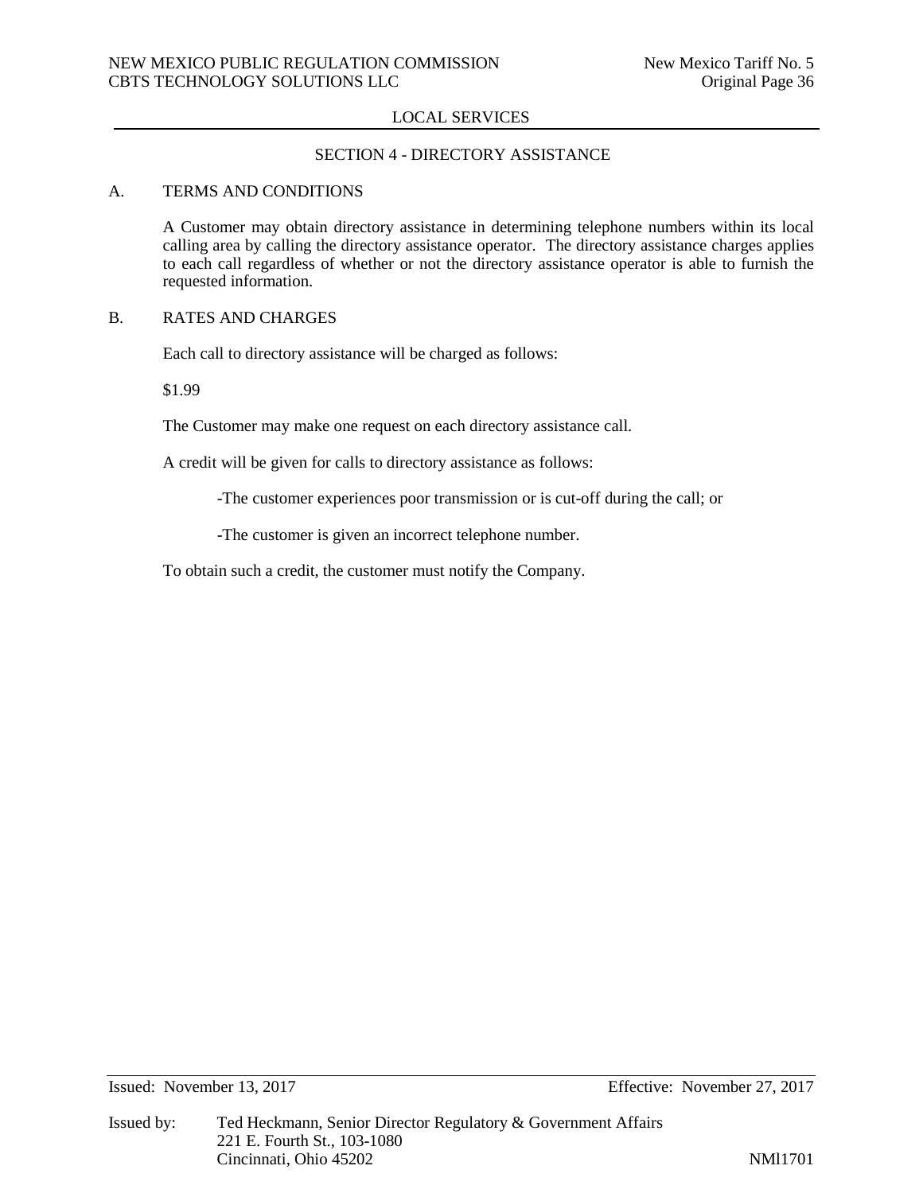## LOCAL SERVICES

### SECTION 4 - DIRECTORY ASSISTANCE

A. TERMS AND CONDITIONS

A Customer may obtain directory assistance in determining telephone numbers within its local calling area by calling the directory assistance operator. The directory assistance charges applies to each call regardless of whether or not the directory assistance operator is able to furnish the requested information.

B. RATES AND CHARGES

Each call to directory assistance will be charged as follows:

$1.99

The Customer may make one request on each directory assistance call.

A credit will be given for calls to directory assistance as follows:

-The customer experiences poor transmission or is cut-off during the call; or

-The customer is given an incorrect telephone number.

To obtain such a credit, the customer must notify the Company.

Issued: November 13, 2017 Effective: November 27, 2017

Issued by: Ted Heckmann, Senior Director Regulatory & Government Affairs
221 E. Fourth St., 103-1080
Cincinnati, Ohio 45202 NMl1701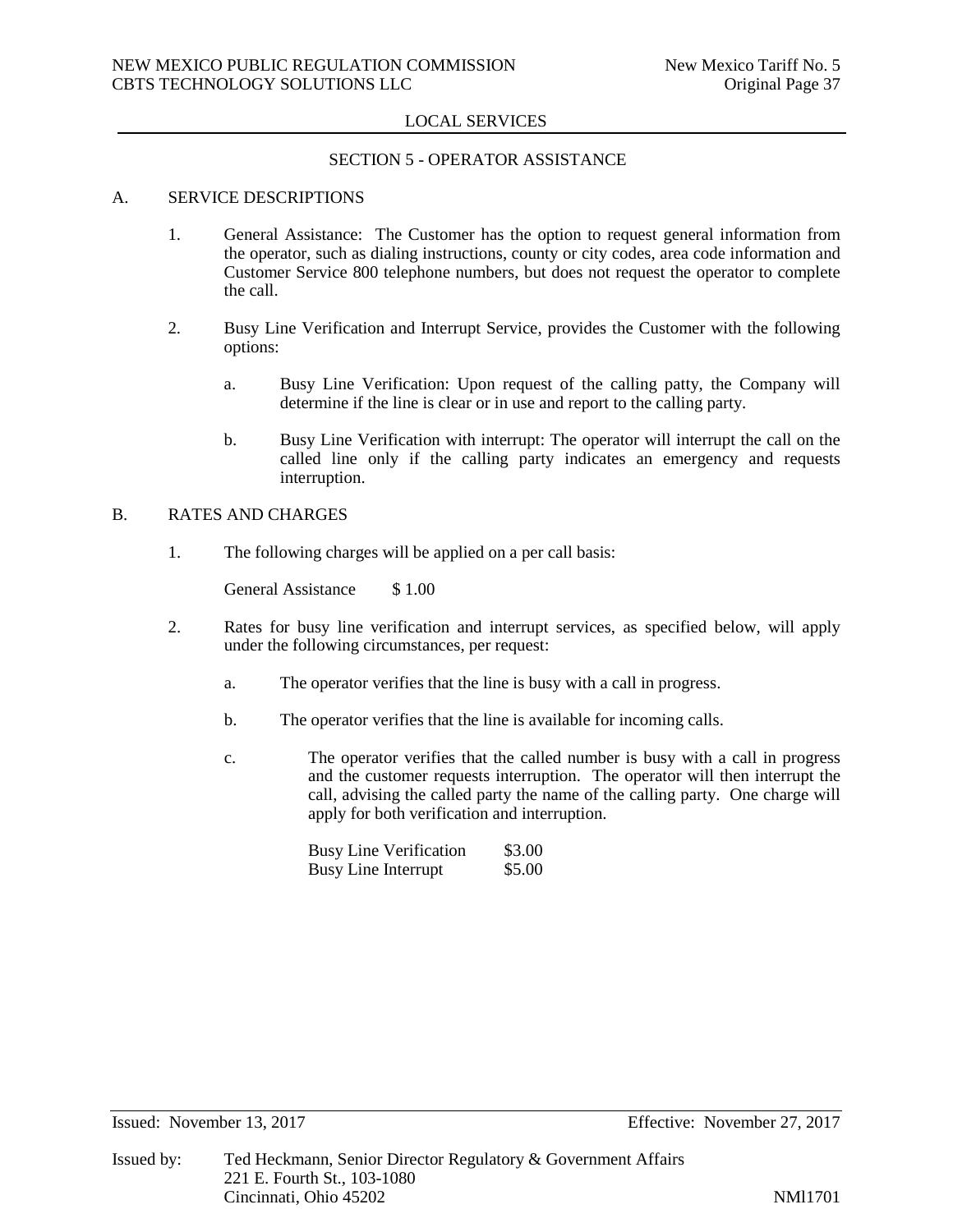LOCAL SERVICES

SECTION 5 - OPERATOR ASSISTANCE

A. SERVICE DESCRIPTIONS

1. General Assistance: The Customer has the option to request general information from the operator, such as dialing instructions, county or city codes, area code information and Customer Service 800 telephone numbers, but does not request the operator to complete the call.

2. Busy Line Verification and Interrupt Service, provides the Customer with the following options:

   a. Busy Line Verification: Upon request of the calling patty, the Company will determine if the line is clear or in use and report to the calling party.

   b. Busy Line Verification with interrupt: The operator will interrupt the call on the called line only if the calling party indicates an emergency and requests interruption.

B. RATES AND CHARGES

1. The following charges will be applied on a per call basis:

   General Assistance $ 1.00

2. Rates for busy line verification and interrupt services, as specified below, will apply under the following circumstances, per request:

   a. The operator verifies that the line is busy with a call in progress.

   b. The operator verifies that the line is available for incoming calls.

   c. The operator verifies that the called number is busy with a call in progress and the customer requests interruption. The operator will then interrupt the call, advising the called party the name of the calling party. One charge will apply for both verification and interruption.

| | |
|---|---|
| Busy Line Verification | $3.00 |
| Busy Line Interrupt | $5.00 |

Issued: November 13, 2017 Effective: November 27, 2017

Issued by: Ted Heckmann, Senior Director Regulatory & Government Affairs
221 E. Fourth St., 103-1080
Cincinnati, Ohio 45202

NMl1701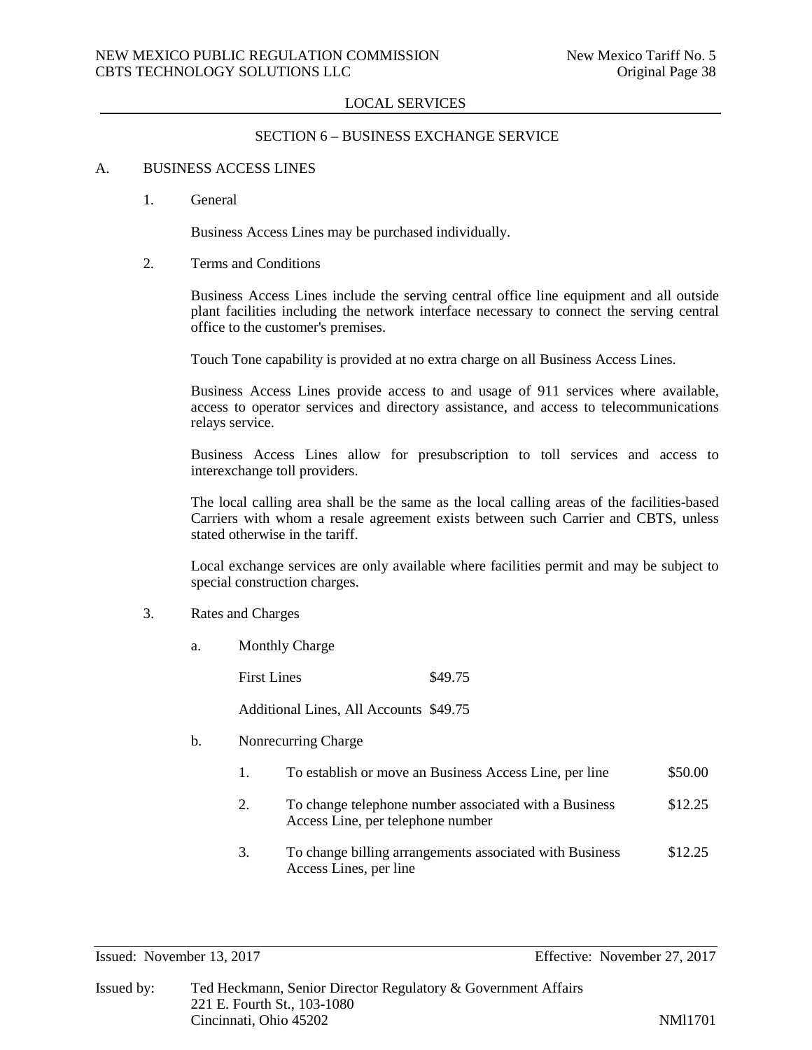## LOCAL SERVICES

### SECTION 6 – BUSINESS EXCHANGE SERVICE

A. BUSINESS ACCESS LINES

1. General

   Business Access Lines may be purchased individually.

2. Terms and Conditions

   Business Access Lines include the serving central office line equipment and all outside plant facilities including the network interface necessary to connect the serving central office to the customer's premises.

   Touch Tone capability is provided at no extra charge on all Business Access Lines.

   Business Access Lines provide access to and usage of 911 services where available, access to operator services and directory assistance, and access to telecommunications relays service.

   Business Access Lines allow for presubscription to toll services and access to interexchange toll providers.

   The local calling area shall be the same as the local calling areas of the facilities-based Carriers with whom a resale agreement exists between such Carrier and CBTS, unless stated otherwise in the tariff.

   Local exchange services are only available where facilities permit and may be subject to special construction charges.

3. Rates and Charges

   a. Monthly Charge

   | | |
   |---|---|
   | First Lines | $49.75 |
   | Additional Lines, All Accounts | $49.75 |

   b. Nonrecurring Charge

   | | | |
   |---|---|---|
   | 1. | To establish or move an Business Access Line, per line | $50.00 |
   | 2. | To change telephone number associated with a Business Access Line, per telephone number | $12.25 |
   | 3. | To change billing arrangements associated with Business Access Lines, per line | $12.25 |

Issued: November 13, 2017 Effective: November 27, 2017

Issued by: Ted Heckmann, Senior Director Regulatory & Government Affairs
221 E. Fourth St., 103-1080
Cincinnati, Ohio 45202

NMl1701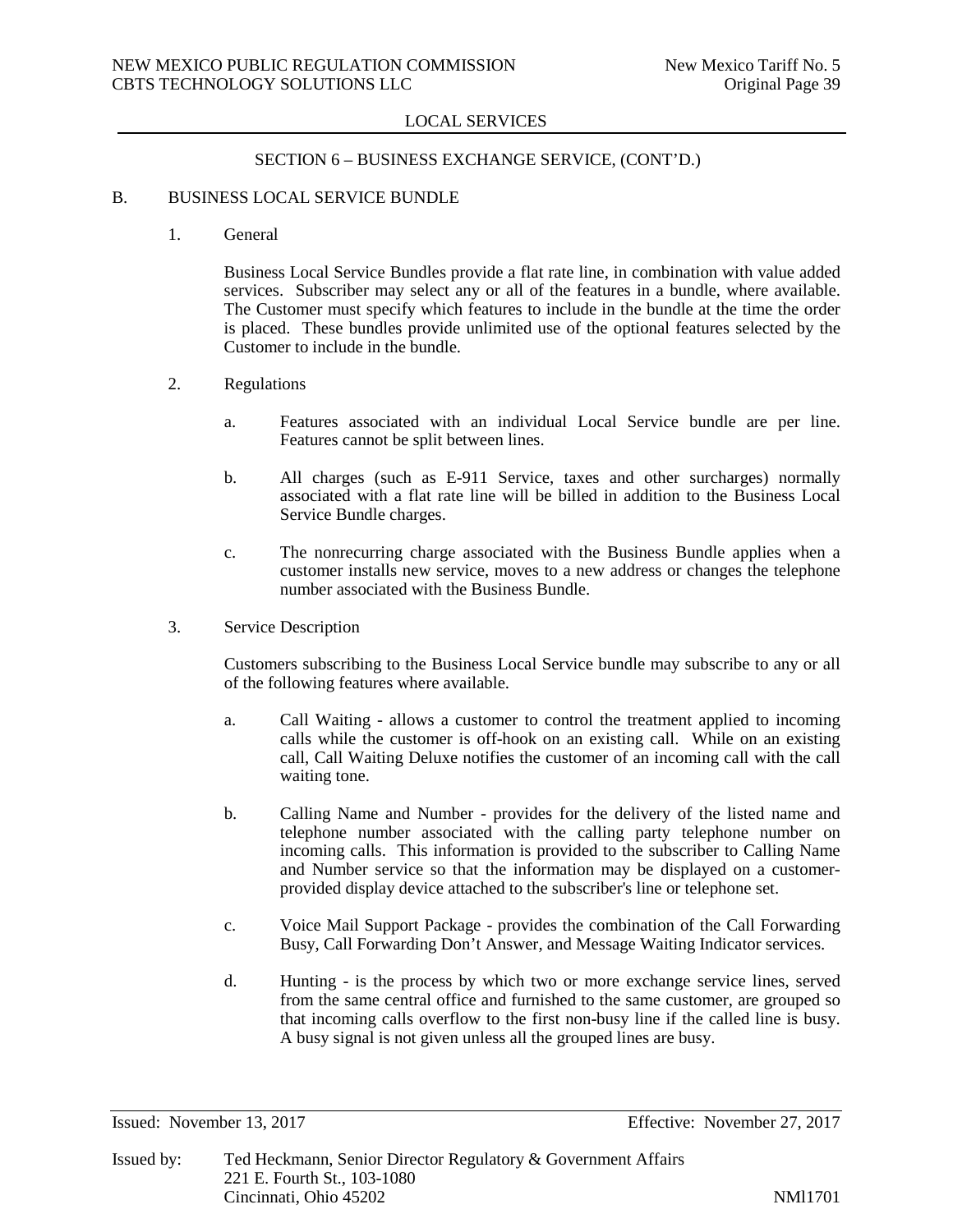## LOCAL SERVICES

### SECTION 6 – BUSINESS EXCHANGE SERVICE, (CONT'D.)

B. BUSINESS LOCAL SERVICE BUNDLE

1. General

   Business Local Service Bundles provide a flat rate line, in combination with value added services. Subscriber may select any or all of the features in a bundle, where available. The Customer must specify which features to include in the bundle at the time the order is placed. These bundles provide unlimited use of the optional features selected by the Customer to include in the bundle.

2. Regulations

   a. Features associated with an individual Local Service bundle are per line. Features cannot be split between lines.

   b. All charges (such as E-911 Service, taxes and other surcharges) normally associated with a flat rate line will be billed in addition to the Business Local Service Bundle charges.

   c. The nonrecurring charge associated with the Business Bundle applies when a customer installs new service, moves to a new address or changes the telephone number associated with the Business Bundle.

3. Service Description

   Customers subscribing to the Business Local Service bundle may subscribe to any or all of the following features where available.

   a. Call Waiting - allows a customer to control the treatment applied to incoming calls while the customer is off-hook on an existing call. While on an existing call, Call Waiting Deluxe notifies the customer of an incoming call with the call waiting tone.

   b. Calling Name and Number - provides for the delivery of the listed name and telephone number associated with the calling party telephone number on incoming calls. This information is provided to the subscriber to Calling Name and Number service so that the information may be displayed on a customer-provided display device attached to the subscriber's line or telephone set.

   c. Voice Mail Support Package - provides the combination of the Call Forwarding Busy, Call Forwarding Don't Answer, and Message Waiting Indicator services.

   d. Hunting - is the process by which two or more exchange service lines, served from the same central office and furnished to the same customer, are grouped so that incoming calls overflow to the first non-busy line if the called line is busy. A busy signal is not given unless all the grouped lines are busy.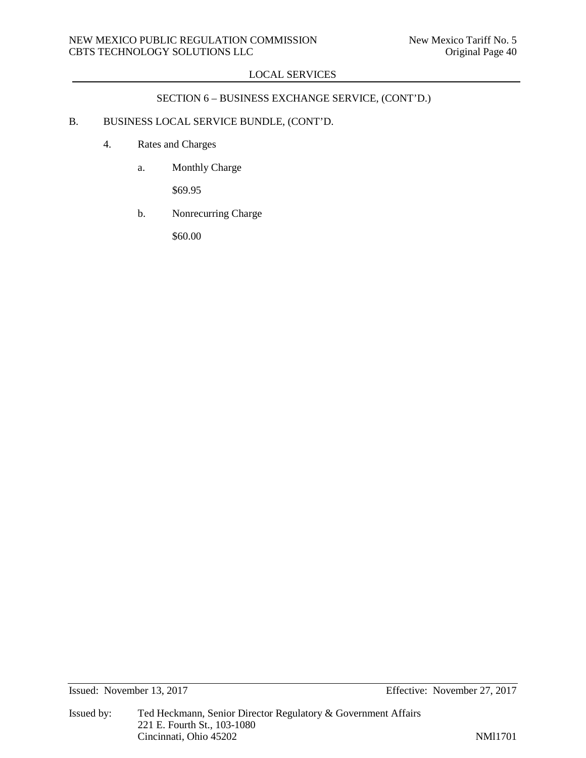LOCAL SERVICES

SECTION 6 – BUSINESS EXCHANGE SERVICE, (CONT'D.)

B. BUSINESS LOCAL SERVICE BUNDLE, (CONT'D.

4. Rates and Charges

a. Monthly Charge

$69.95

b. Nonrecurring Charge

$60.00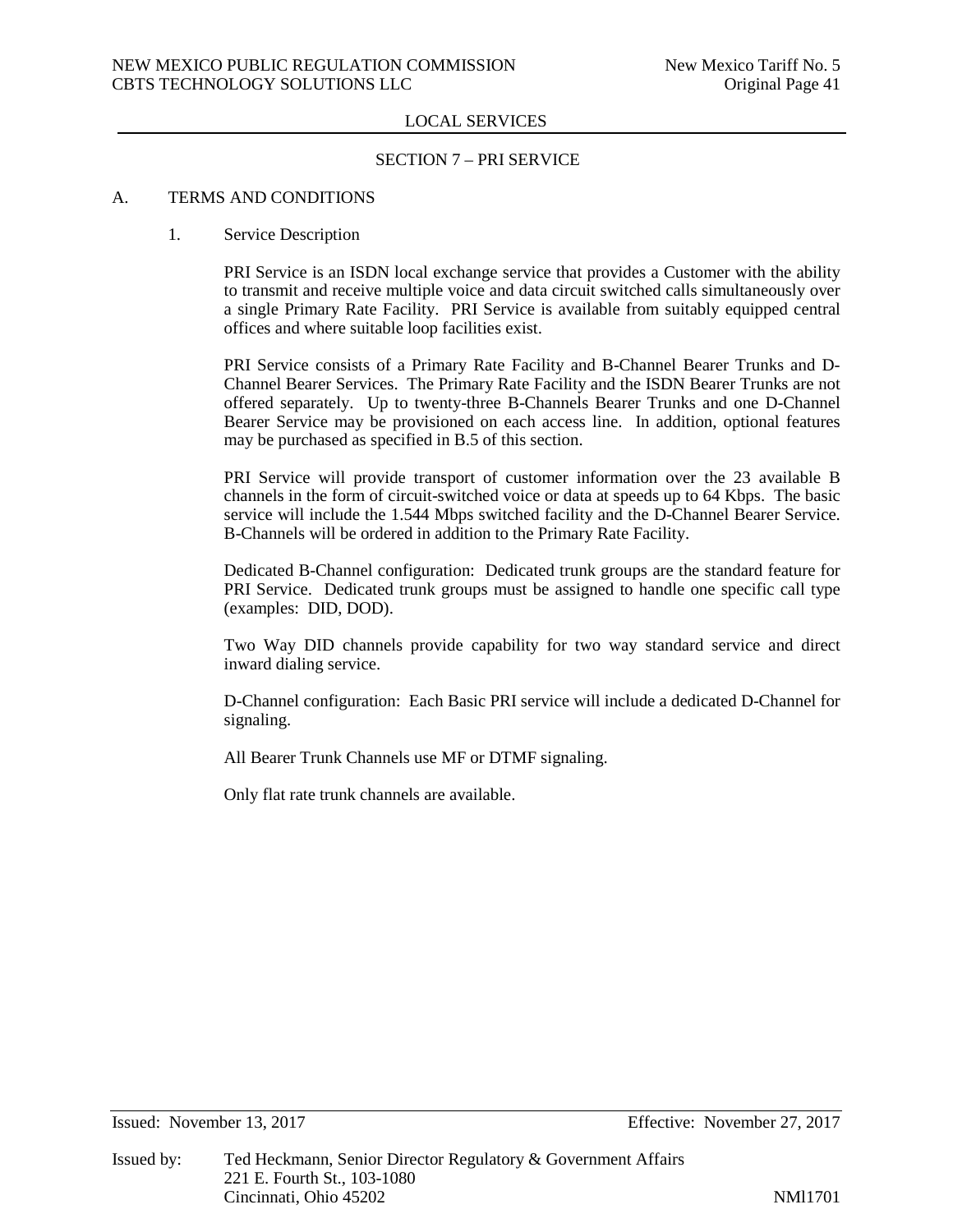## LOCAL SERVICES

### SECTION 7 – PRI SERVICE

A. TERMS AND CONDITIONS

1. Service Description

PRI Service is an ISDN local exchange service that provides a Customer with the ability to transmit and receive multiple voice and data circuit switched calls simultaneously over a single Primary Rate Facility. PRI Service is available from suitably equipped central offices and where suitable loop facilities exist.

PRI Service consists of a Primary Rate Facility and B-Channel Bearer Trunks and D-Channel Bearer Services. The Primary Rate Facility and the ISDN Bearer Trunks are not offered separately. Up to twenty-three B-Channels Bearer Trunks and one D-Channel Bearer Service may be provisioned on each access line. In addition, optional features may be purchased as specified in B.5 of this section.

PRI Service will provide transport of customer information over the 23 available B channels in the form of circuit-switched voice or data at speeds up to 64 Kbps. The basic service will include the 1.544 Mbps switched facility and the D-Channel Bearer Service. B-Channels will be ordered in addition to the Primary Rate Facility.

Dedicated B-Channel configuration: Dedicated trunk groups are the standard feature for PRI Service. Dedicated trunk groups must be assigned to handle one specific call type (examples: DID, DOD).

Two Way DID channels provide capability for two way standard service and direct inward dialing service.

D-Channel configuration: Each Basic PRI service will include a dedicated D-Channel for signaling.

All Bearer Trunk Channels use MF or DTMF signaling.

Only flat rate trunk channels are available.

Issued: November 13, 2017 Effective: November 27, 2017

Issued by: Ted Heckmann, Senior Director Regulatory & Government Affairs
221 E. Fourth St., 103-1080
Cincinnati, Ohio 45202 NMl1701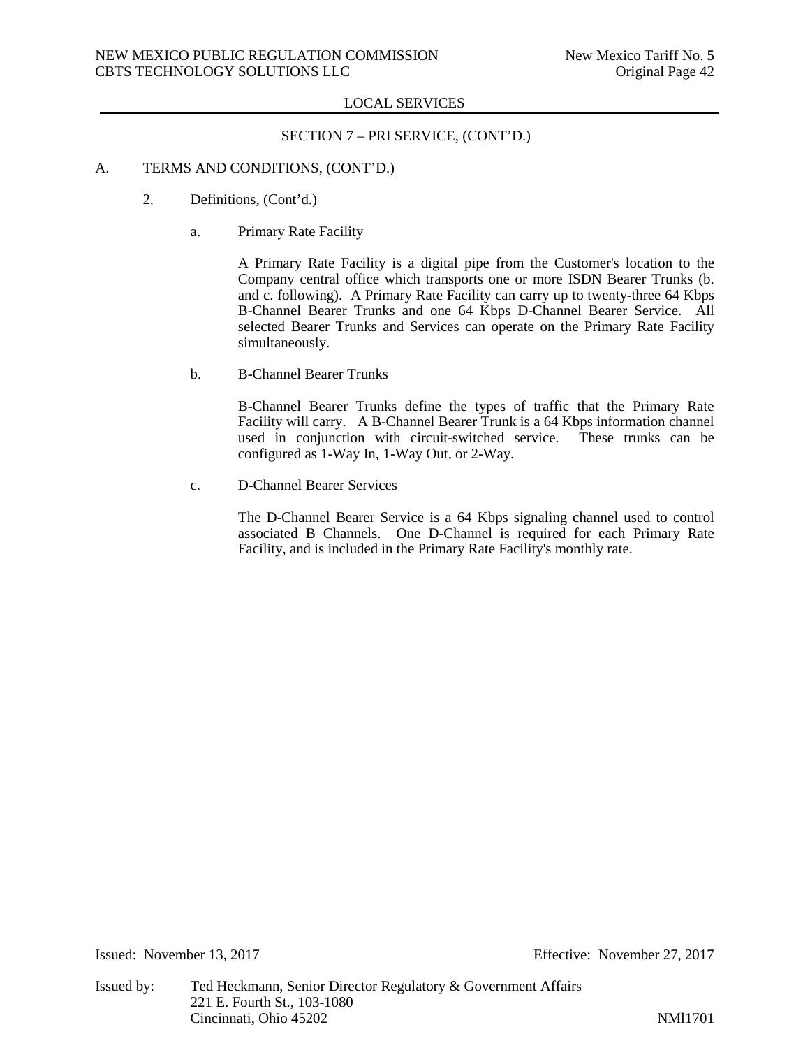LOCAL SERVICES

SECTION 7 – PRI SERVICE, (CONT'D.)

A. TERMS AND CONDITIONS, (CONT'D.)

2. Definitions, (Cont'd.)

a. Primary Rate Facility

A Primary Rate Facility is a digital pipe from the Customer's location to the Company central office which transports one or more ISDN Bearer Trunks (b. and c. following). A Primary Rate Facility can carry up to twenty-three 64 Kbps B-Channel Bearer Trunks and one 64 Kbps D-Channel Bearer Service. All selected Bearer Trunks and Services can operate on the Primary Rate Facility simultaneously.

b. B-Channel Bearer Trunks

B-Channel Bearer Trunks define the types of traffic that the Primary Rate Facility will carry. A B-Channel Bearer Trunk is a 64 Kbps information channel used in conjunction with circuit-switched service. These trunks can be configured as 1-Way In, 1-Way Out, or 2-Way.

c. D-Channel Bearer Services

The D-Channel Bearer Service is a 64 Kbps signaling channel used to control associated B Channels. One D-Channel is required for each Primary Rate Facility, and is included in the Primary Rate Facility's monthly rate.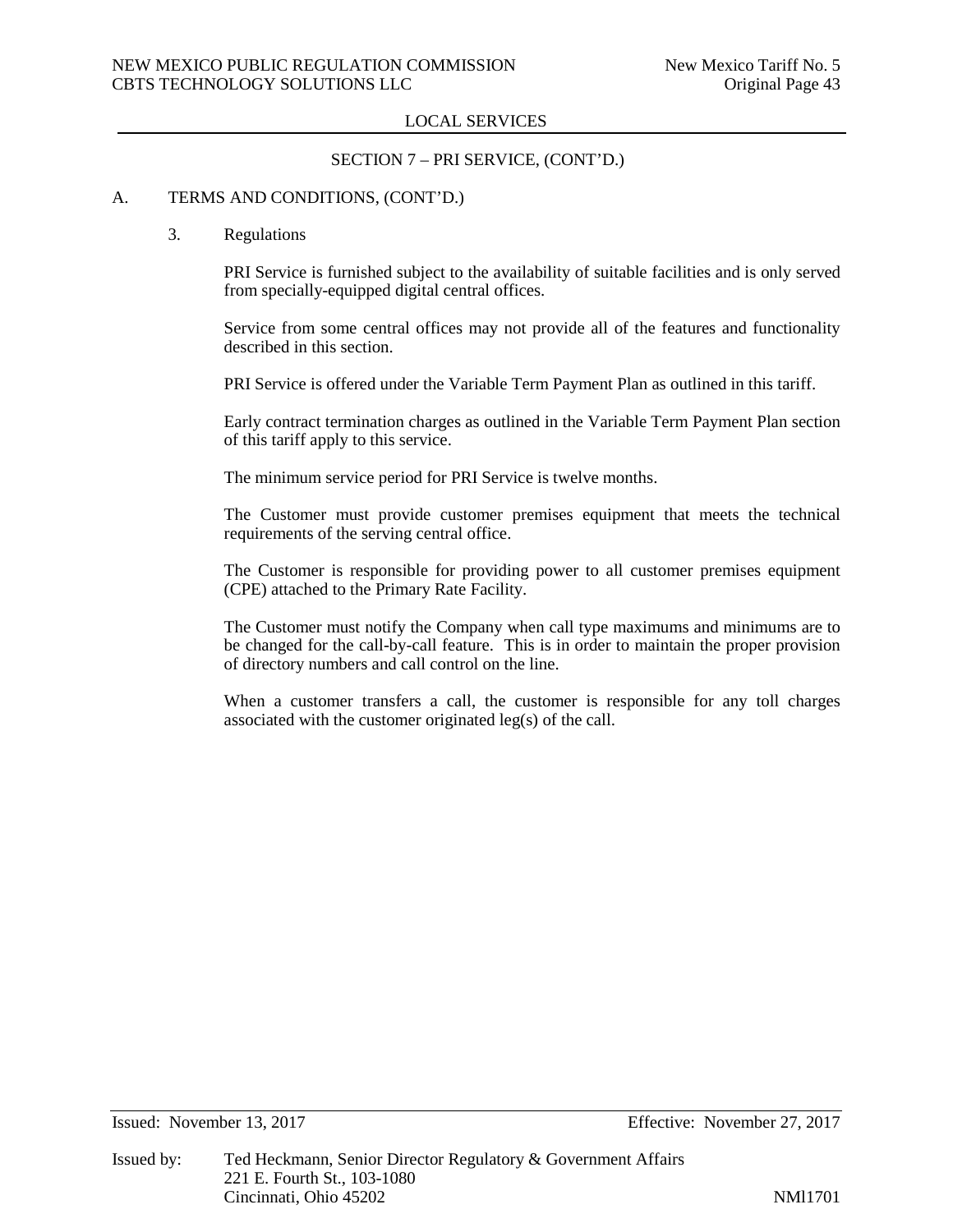LOCAL SERVICES

SECTION 7 – PRI SERVICE, (CONT'D.)

A. TERMS AND CONDITIONS, (CONT'D.)

3. Regulations

PRI Service is furnished subject to the availability of suitable facilities and is only served from specially-equipped digital central offices.

Service from some central offices may not provide all of the features and functionality described in this section.

PRI Service is offered under the Variable Term Payment Plan as outlined in this tariff.

Early contract termination charges as outlined in the Variable Term Payment Plan section of this tariff apply to this service.

The minimum service period for PRI Service is twelve months.

The Customer must provide customer premises equipment that meets the technical requirements of the serving central office.

The Customer is responsible for providing power to all customer premises equipment (CPE) attached to the Primary Rate Facility.

The Customer must notify the Company when call type maximums and minimums are to be changed for the call-by-call feature. This is in order to maintain the proper provision of directory numbers and call control on the line.

When a customer transfers a call, the customer is responsible for any toll charges associated with the customer originated leg(s) of the call.

Issued: November 13, 2017 Effective: November 27, 2017

Issued by: Ted Heckmann, Senior Director Regulatory & Government Affairs
221 E. Fourth St., 103-1080
Cincinnati, Ohio 45202 NMl1701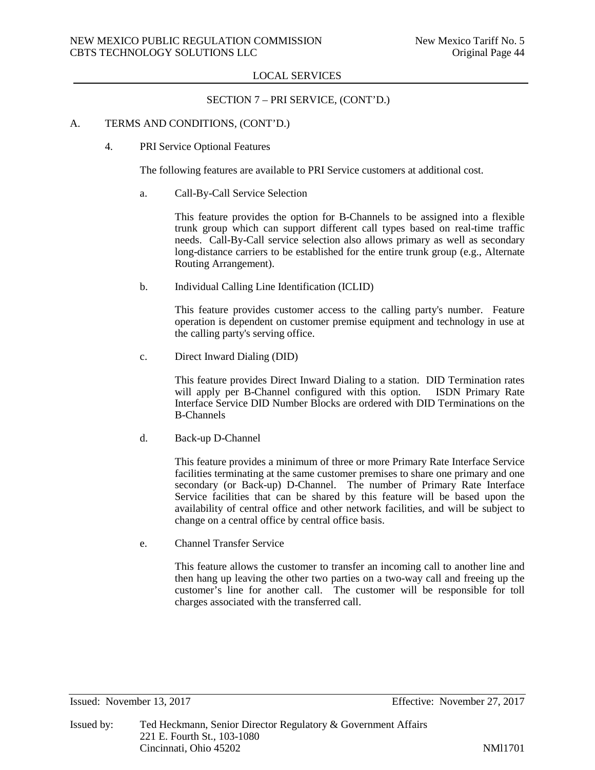LOCAL SERVICES

SECTION 7 – PRI SERVICE, (CONT'D.)

A. TERMS AND CONDITIONS, (CONT'D.)

4. PRI Service Optional Features

The following features are available to PRI Service customers at additional cost.

a. Call-By-Call Service Selection

This feature provides the option for B-Channels to be assigned into a flexible trunk group which can support different call types based on real-time traffic needs. Call-By-Call service selection also allows primary as well as secondary long-distance carriers to be established for the entire trunk group (e.g., Alternate Routing Arrangement).

b. Individual Calling Line Identification (ICLID)

This feature provides customer access to the calling party's number. Feature operation is dependent on customer premise equipment and technology in use at the calling party's serving office.

c. Direct Inward Dialing (DID)

This feature provides Direct Inward Dialing to a station. DID Termination rates will apply per B-Channel configured with this option. ISDN Primary Rate Interface Service DID Number Blocks are ordered with DID Terminations on the B-Channels

d. Back-up D-Channel

This feature provides a minimum of three or more Primary Rate Interface Service facilities terminating at the same customer premises to share one primary and one secondary (or Back-up) D-Channel. The number of Primary Rate Interface Service facilities that can be shared by this feature will be based upon the availability of central office and other network facilities, and will be subject to change on a central office by central office basis.

e. Channel Transfer Service

This feature allows the customer to transfer an incoming call to another line and then hang up leaving the other two parties on a two-way call and freeing up the customer's line for another call. The customer will be responsible for toll charges associated with the transferred call.

Issued: November 13, 2017 Effective: November 27, 2017

Issued by: Ted Heckmann, Senior Director Regulatory & Government Affairs
221 E. Fourth St., 103-1080
Cincinnati, Ohio 45202 NMl1701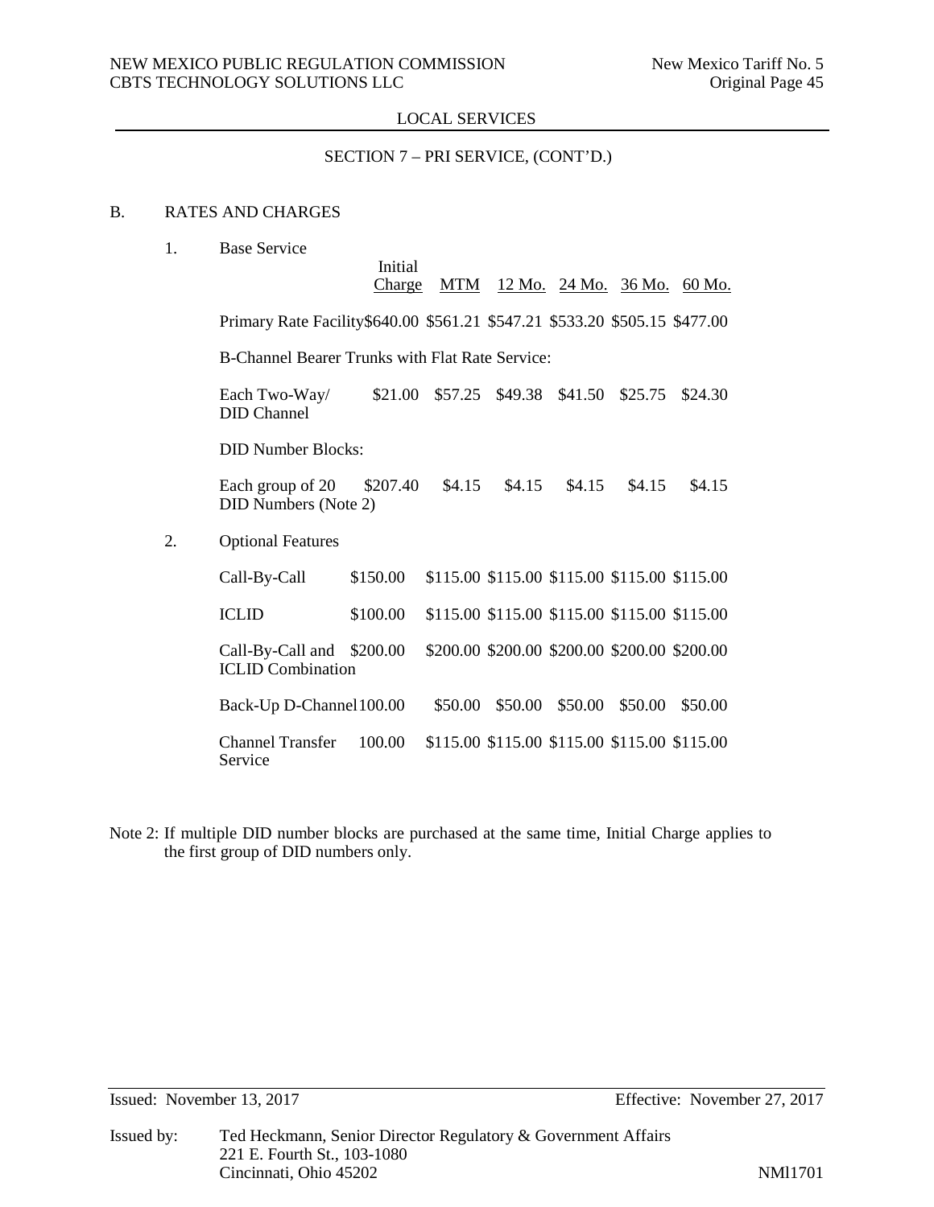LOCAL SERVICES

SECTION 7 – PRI SERVICE, (CONT'D.)

B. RATES AND CHARGES

1. Base Service

| | Initial Charge | MTM | 12 Mo. | 24 Mo. | 36 Mo. | 60 Mo. |
|---|---|---|---|---|---|---|
| Primary Rate Facility | $640.00 | $561.21 | $547.21 | $533.20 | $505.15 | $477.00 |
| B-Channel Bearer Trunks with Flat Rate Service: | | | | | | |
| Each Two-Way/ DID Channel | $21.00 | $57.25 | $49.38 | $41.50 | $25.75 | $24.30 |
| DID Number Blocks: | | | | | | |
| Each group of 20 DID Numbers (Note 2) | $207.40 | $4.15 | $4.15 | $4.15 | $4.15 | $4.15 |

2. Optional Features

| | Initial Charge | MTM | 12 Mo. | 24 Mo. | 36 Mo. | 60 Mo. |
|---|---|---|---|---|---|---|
| Call-By-Call | $150.00 | $115.00 | $115.00 | $115.00 | $115.00 | $115.00 |
| ICLID | $100.00 | $115.00 | $115.00 | $115.00 | $115.00 | $115.00 |
| Call-By-Call and ICLID Combination | $200.00 | $200.00 | $200.00 | $200.00 | $200.00 | $200.00 |
| Back-Up D-Channel | 100.00 | $50.00 | $50.00 | $50.00 | $50.00 | $50.00 |
| Channel Transfer Service | 100.00 | $115.00 | $115.00 | $115.00 | $115.00 | $115.00 |

Note 2: If multiple DID number blocks are purchased at the same time, Initial Charge applies to the first group of DID numbers only.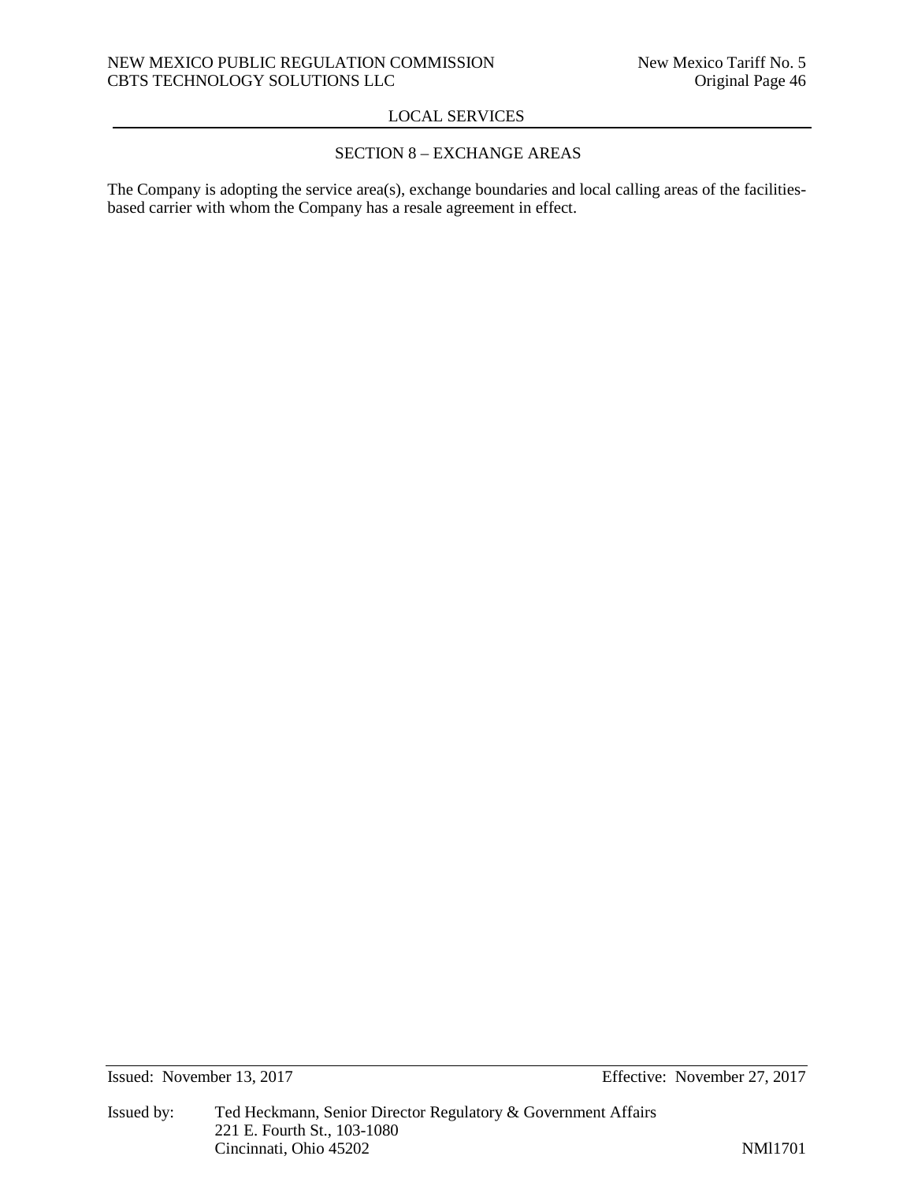## LOCAL SERVICES

### SECTION 8 – EXCHANGE AREAS

The Company is adopting the service area(s), exchange boundaries and local calling areas of the facilities-based carrier with whom the Company has a resale agreement in effect.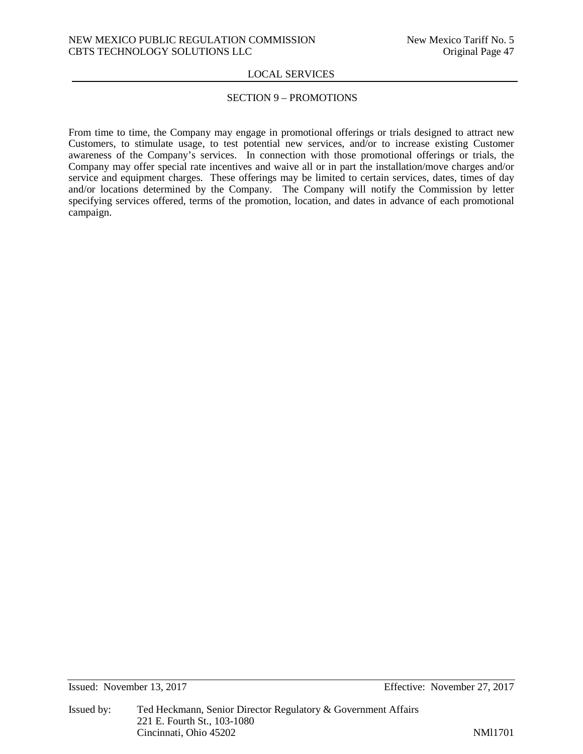## LOCAL SERVICES

### SECTION 9 – PROMOTIONS

From time to time, the Company may engage in promotional offerings or trials designed to attract new Customers, to stimulate usage, to test potential new services, and/or to increase existing Customer awareness of the Company's services. In connection with those promotional offerings or trials, the Company may offer special rate incentives and waive all or in part the installation/move charges and/or service and equipment charges. These offerings may be limited to certain services, dates, times of day and/or locations determined by the Company. The Company will notify the Commission by letter specifying services offered, terms of the promotion, location, and dates in advance of each promotional campaign.